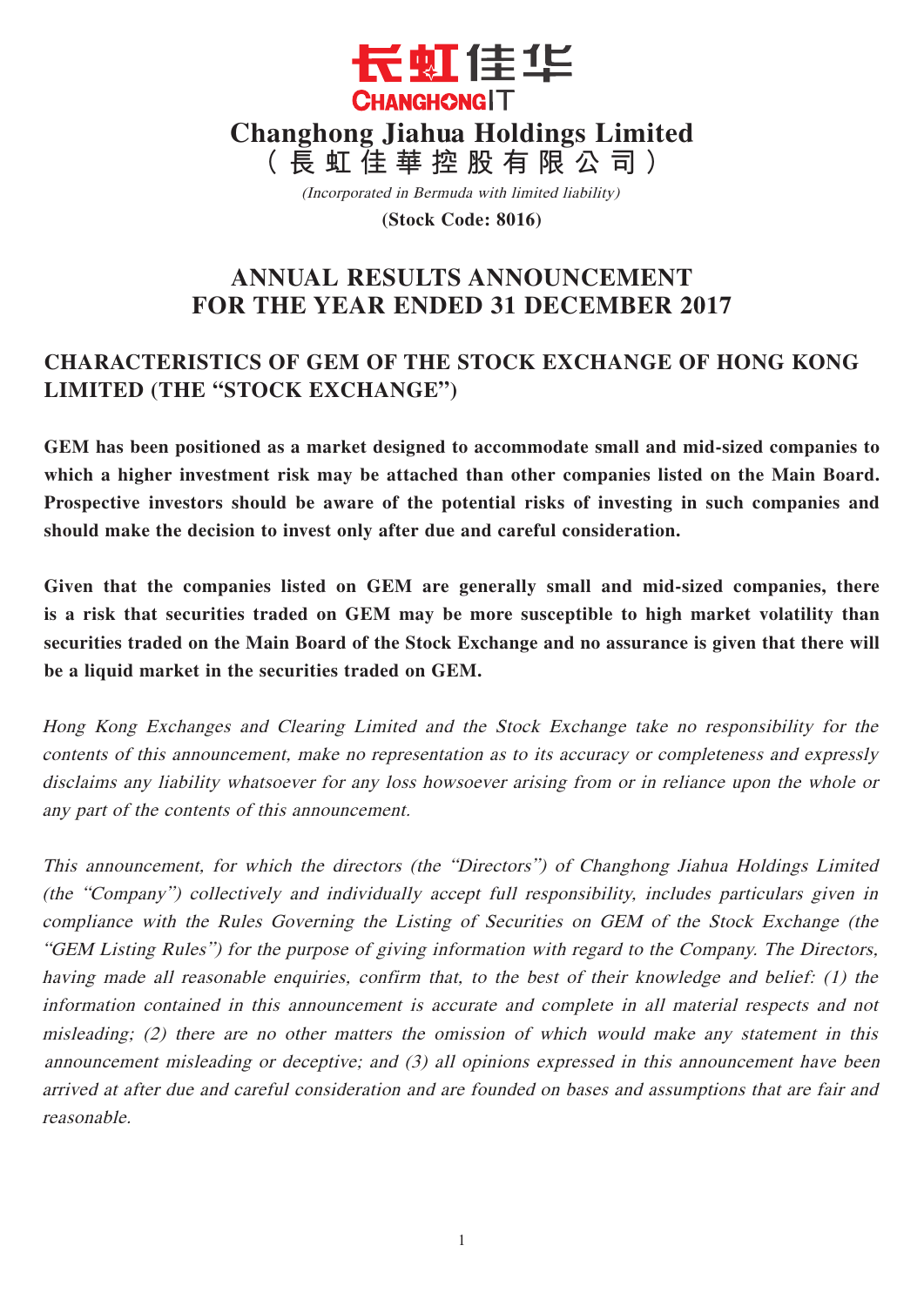长虹佳华

CHANGHONGIT

# Changhong Jiahua Holdings Limited
# （長虹佳華控股有限公司）

*(Incorporated in Bermuda with limited liability)*

**(Stock Code: 8016)**

## ANNUAL RESULTS ANNOUNCEMENT FOR THE YEAR ENDED 31 DECEMBER 2017

## CHARACTERISTICS OF GEM OF THE STOCK EXCHANGE OF HONG KONG LIMITED (THE "STOCK EXCHANGE")

**GEM has been positioned as a market designed to accommodate small and mid-sized companies to which a higher investment risk may be attached than other companies listed on the Main Board. Prospective investors should be aware of the potential risks of investing in such companies and should make the decision to invest only after due and careful consideration.**

**Given that the companies listed on GEM are generally small and mid-sized companies, there is a risk that securities traded on GEM may be more susceptible to high market volatility than securities traded on the Main Board of the Stock Exchange and no assurance is given that there will be a liquid market in the securities traded on GEM.**

*Hong Kong Exchanges and Clearing Limited and the Stock Exchange take no responsibility for the contents of this announcement, make no representation as to its accuracy or completeness and expressly disclaims any liability whatsoever for any loss howsoever arising from or in reliance upon the whole or any part of the contents of this announcement.*

*This announcement, for which the directors (the "Directors") of Changhong Jiahua Holdings Limited (the "Company") collectively and individually accept full responsibility, includes particulars given in compliance with the Rules Governing the Listing of Securities on GEM of the Stock Exchange (the "GEM Listing Rules") for the purpose of giving information with regard to the Company. The Directors, having made all reasonable enquiries, confirm that, to the best of their knowledge and belief: (1) the information contained in this announcement is accurate and complete in all material respects and not misleading; (2) there are no other matters the omission of which would make any statement in this announcement misleading or deceptive; and (3) all opinions expressed in this announcement have been arrived at after due and careful consideration and are founded on bases and assumptions that are fair and reasonable.*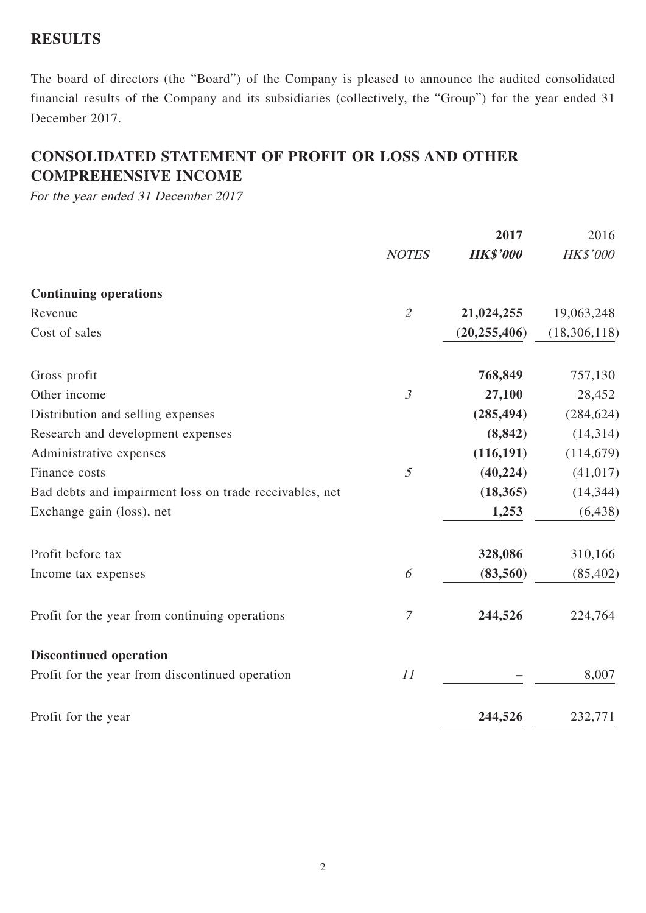## RESULTS

The board of directors (the "Board") of the Company is pleased to announce the audited consolidated financial results of the Company and its subsidiaries (collectively, the "Group") for the year ended 31 December 2017.

## CONSOLIDATED STATEMENT OF PROFIT OR LOSS AND OTHER COMPREHENSIVE INCOME

*For the year ended 31 December 2017*

| | *NOTES* | **2017** **HK$'000** | 2016 HK$'000 |
|---|---|---|---|
| **Continuing operations** | | | |
| Revenue | *2* | **21,024,255** | 19,063,248 |
| Cost of sales | | **(20,255,406)** | (18,306,118) |
| Gross profit | | **768,849** | 757,130 |
| Other income | *3* | **27,100** | 28,452 |
| Distribution and selling expenses | | **(285,494)** | (284,624) |
| Research and development expenses | | **(8,842)** | (14,314) |
| Administrative expenses | | **(116,191)** | (114,679) |
| Finance costs | *5* | **(40,224)** | (41,017) |
| Bad debts and impairment loss on trade receivables, net | | **(18,365)** | (14,344) |
| Exchange gain (loss), net | | **1,253** | (6,438) |
| Profit before tax | | **328,086** | 310,166 |
| Income tax expenses | *6* | **(83,560)** | (85,402) |
| Profit for the year from continuing operations | *7* | **244,526** | 224,764 |
| **Discontinued operation** | | | |
| Profit for the year from discontinued operation | *11* | **–** | 8,007 |
| Profit for the year | | **244,526** | 232,771 |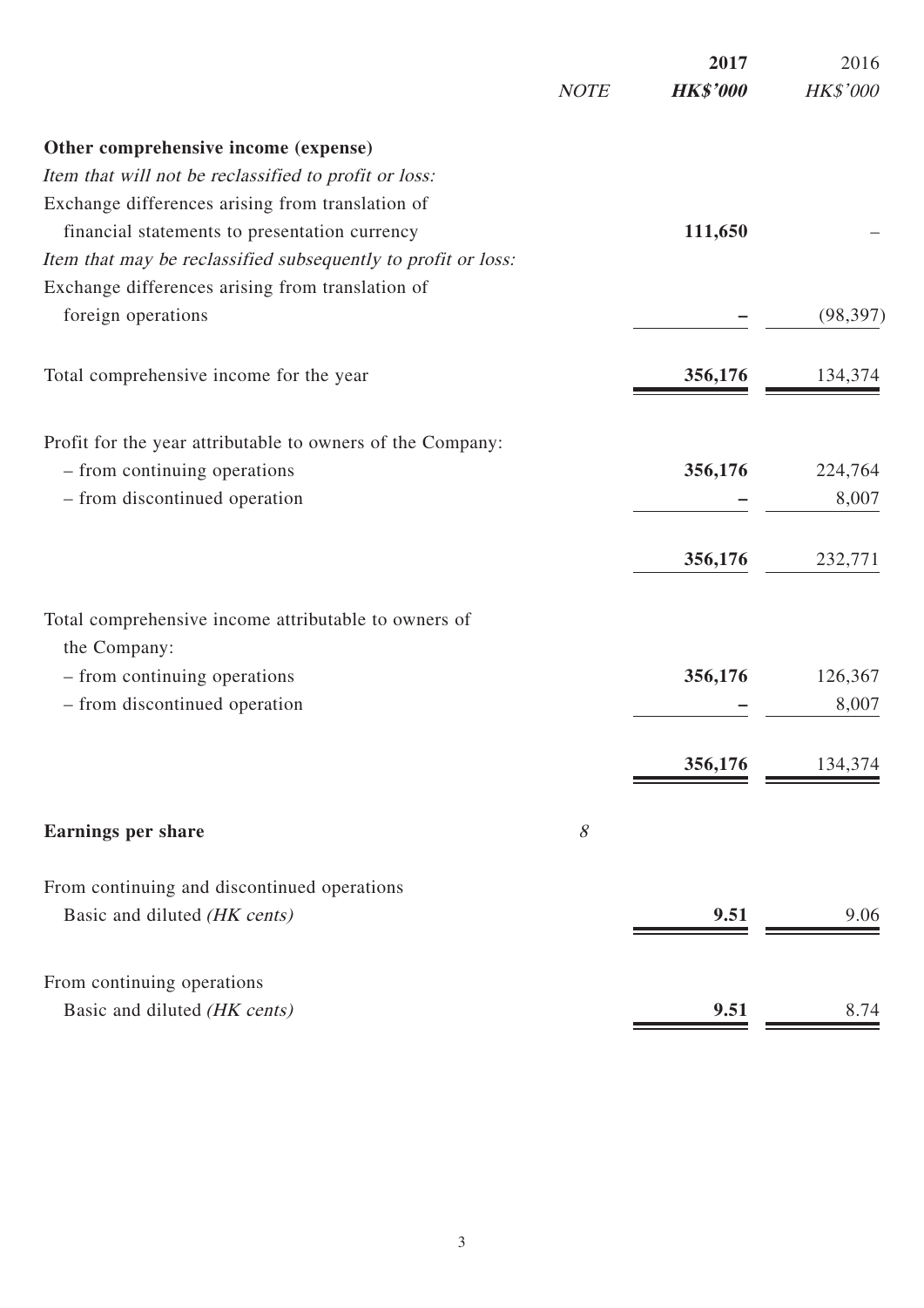| | NOTE | 2017 HK$'000 | 2016 HK$'000 |
|---|---|---|---|
| **Other comprehensive income (expense)** | | | |
| *Item that will not be reclassified to profit or loss:* | | | |
| Exchange differences arising from translation of financial statements to presentation currency | | **111,650** | – |
| *Item that may be reclassified subsequently to profit or loss:* | | | |
| Exchange differences arising from translation of foreign operations | | **–** | (98,397) |
| Total comprehensive income for the year | | **356,176** | 134,374 |
| Profit for the year attributable to owners of the Company: | | | |
| – from continuing operations | | **356,176** | 224,764 |
| – from discontinued operation | | **–** | 8,007 |
| | | **356,176** | 232,771 |
| Total comprehensive income attributable to owners of the Company: | | | |
| – from continuing operations | | **356,176** | 126,367 |
| – from discontinued operation | | **–** | 8,007 |
| | | **356,176** | 134,374 |
| **Earnings per share** | *8* | | |
| From continuing and discontinued operations | | | |
| Basic and diluted *(HK cents)* | | **9.51** | 9.06 |
| From continuing operations | | | |
| Basic and diluted *(HK cents)* | | **9.51** | 8.74 |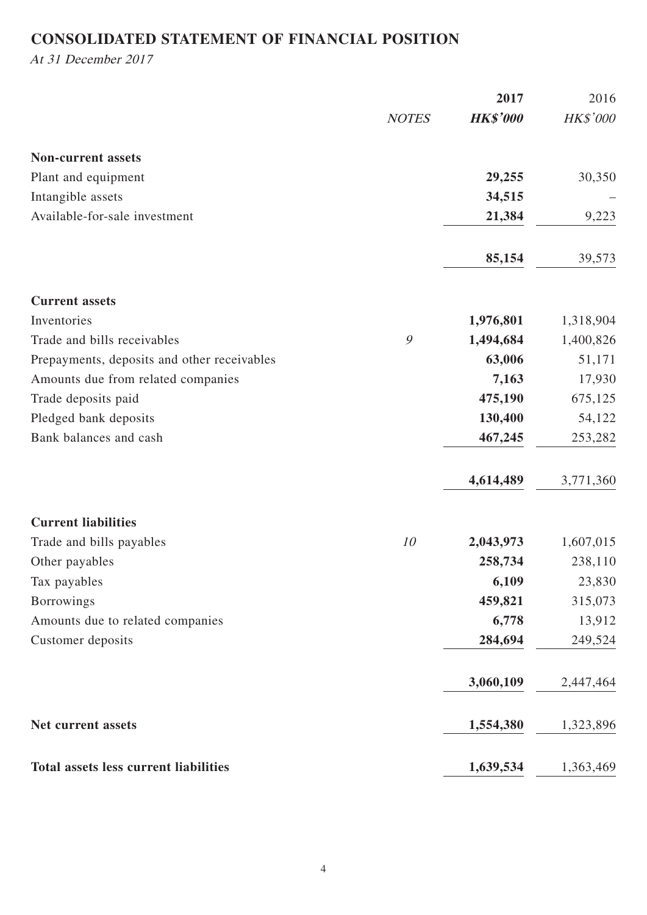# CONSOLIDATED STATEMENT OF FINANCIAL POSITION

*At 31 December 2017*

| | *NOTES* | **2017** | 2016 |
|---|---|---|---|
| | | ***HK$'000*** | *HK$'000* |
| **Non-current assets** | | | |
| Plant and equipment | | **29,255** | 30,350 |
| Intangible assets | | **34,515** | – |
| Available-for-sale investment | | **21,384** | 9,223 |
| | | **85,154** | 39,573 |
| **Current assets** | | | |
| Inventories | | **1,976,801** | 1,318,904 |
| Trade and bills receivables | *9* | **1,494,684** | 1,400,826 |
| Prepayments, deposits and other receivables | | **63,006** | 51,171 |
| Amounts due from related companies | | **7,163** | 17,930 |
| Trade deposits paid | | **475,190** | 675,125 |
| Pledged bank deposits | | **130,400** | 54,122 |
| Bank balances and cash | | **467,245** | 253,282 |
| | | **4,614,489** | 3,771,360 |
| **Current liabilities** | | | |
| Trade and bills payables | *10* | **2,043,973** | 1,607,015 |
| Other payables | | **258,734** | 238,110 |
| Tax payables | | **6,109** | 23,830 |
| Borrowings | | **459,821** | 315,073 |
| Amounts due to related companies | | **6,778** | 13,912 |
| Customer deposits | | **284,694** | 249,524 |
| | | **3,060,109** | 2,447,464 |
| **Net current assets** | | **1,554,380** | 1,323,896 |
| **Total assets less current liabilities** | | **1,639,534** | 1,363,469 |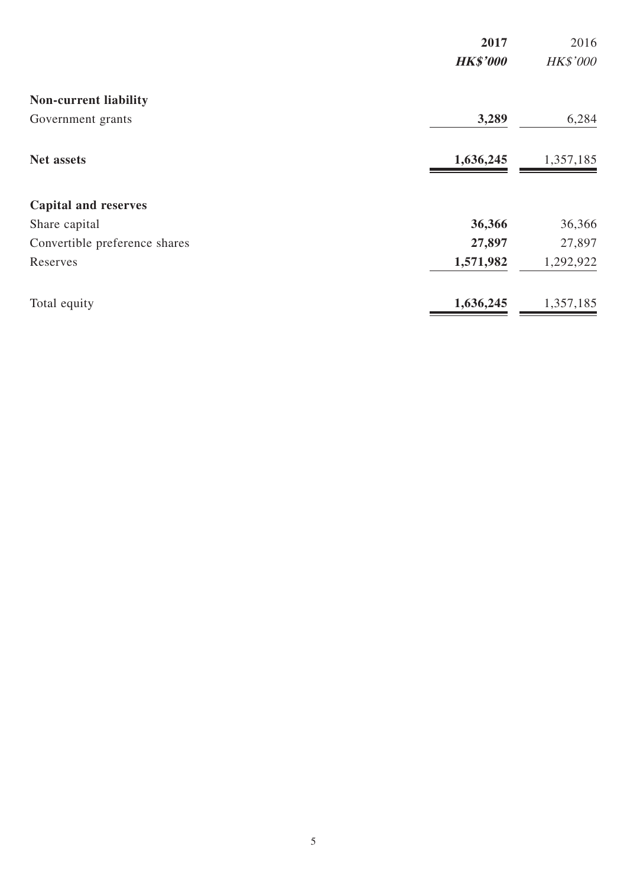| | **2017** | 2016 |
|---|---|---|
| | ***HK$'000*** | *HK$'000* |
| **Non-current liability** | | |
| Government grants | **3,289** | 6,284 |
| **Net assets** | **1,636,245** | 1,357,185 |
| **Capital and reserves** | | |
| Share capital | **36,366** | 36,366 |
| Convertible preference shares | **27,897** | 27,897 |
| Reserves | **1,571,982** | 1,292,922 |
| Total equity | **1,636,245** | 1,357,185 |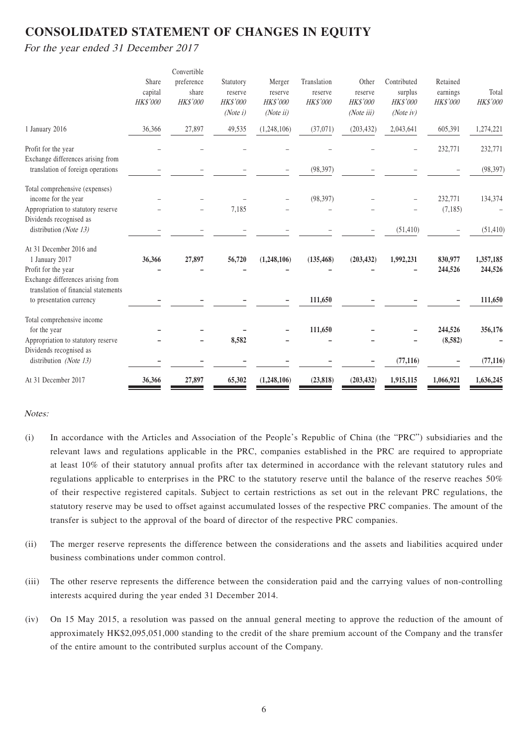# CONSOLIDATED STATEMENT OF CHANGES IN EQUITY

*For the year ended 31 December 2017*

| | Share capital HK$'000 | Convertible preference share HK$'000 | Statutory reserve HK$'000 *(Note i)* | Merger reserve HK$'000 *(Note ii)* | Translation reserve HK$'000 | Other reserve HK$'000 *(Note iii)* | Contributed surplus HK$'000 *(Note iv)* | Retained earnings HK$'000 | Total HK$'000 |
|---|---|---|---|---|---|---|---|---|---|
| 1 January 2016 | 36,366 | 27,897 | 49,535 | (1,248,106) | (37,071) | (203,432) | 2,043,641 | 605,391 | 1,274,221 |
| Profit for the year | – | – | – | – | – | – | – | 232,771 | 232,771 |
| Exchange differences arising from translation of foreign operations | – | – | – | – | (98,397) | – | – | – | (98,397) |
| Total comprehensive (expenses) income for the year | – | – | – | – | (98,397) | – | – | 232,771 | 134,374 |
| Appropriation to statutory reserve | – | – | 7,185 | – | – | – | – | (7,185) | – |
| Dividends recognised as distribution *(Note 13)* | – | – | – | – | – | – | (51,410) | – | (51,410) |
| **At 31 December 2016 and 1 January 2017** | **36,366** | **27,897** | **56,720** | **(1,248,106)** | **(135,468)** | **(203,432)** | **1,992,231** | **830,977** | **1,357,185** |
| Profit for the year | – | – | – | – | – | – | – | **244,526** | **244,526** |
| Exchange differences arising from translation of financial statements to presentation currency | – | – | – | – | **111,650** | – | – | – | **111,650** |
| Total comprehensive income for the year | – | – | – | – | **111,650** | – | – | **244,526** | **356,176** |
| Appropriation to statutory reserve | – | – | **8,582** | – | – | – | – | **(8,582)** | – |
| Dividends recognised as distribution *(Note 13)* | – | – | – | – | – | – | **(77,116)** | – | **(77,116)** |
| At 31 December 2017 | **36,366** | **27,897** | **65,302** | **(1,248,106)** | **(23,818)** | **(203,432)** | **1,915,115** | **1,066,921** | **1,636,245** |

*Notes:*

(i) In accordance with the Articles and Association of the People's Republic of China (the "PRC") subsidiaries and the relevant laws and regulations applicable in the PRC, companies established in the PRC are required to appropriate at least 10% of their statutory annual profits after tax determined in accordance with the relevant statutory rules and regulations applicable to enterprises in the PRC to the statutory reserve until the balance of the reserve reaches 50% of their respective registered capitals. Subject to certain restrictions as set out in the relevant PRC regulations, the statutory reserve may be used to offset against accumulated losses of the respective PRC companies. The amount of the transfer is subject to the approval of the board of director of the respective PRC companies.

(ii) The merger reserve represents the difference between the considerations and the assets and liabilities acquired under business combinations under common control.

(iii) The other reserve represents the difference between the consideration paid and the carrying values of non-controlling interests acquired during the year ended 31 December 2014.

(iv) On 15 May 2015, a resolution was passed on the annual general meeting to approve the reduction of the amount of approximately HK$2,095,051,000 standing to the credit of the share premium account of the Company and the transfer of the entire amount to the contributed surplus account of the Company.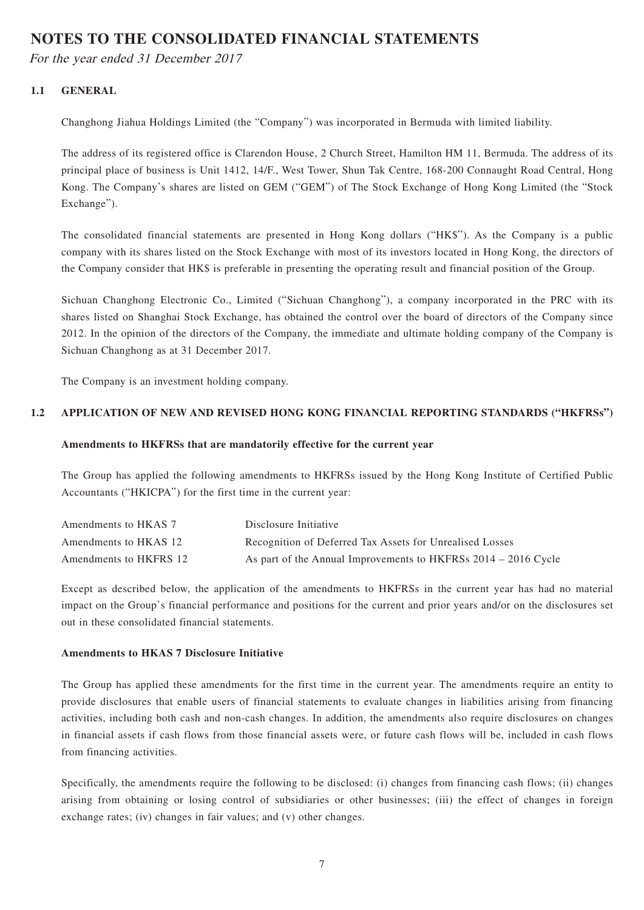# NOTES TO THE CONSOLIDATED FINANCIAL STATEMENTS

*For the year ended 31 December 2017*

## 1.1 GENERAL

Changhong Jiahua Holdings Limited (the "Company") was incorporated in Bermuda with limited liability.

The address of its registered office is Clarendon House, 2 Church Street, Hamilton HM 11, Bermuda. The address of its principal place of business is Unit 1412, 14/F., West Tower, Shun Tak Centre, 168-200 Connaught Road Central, Hong Kong. The Company's shares are listed on GEM ("GEM") of The Stock Exchange of Hong Kong Limited (the "Stock Exchange").

The consolidated financial statements are presented in Hong Kong dollars ("HK$"). As the Company is a public company with its shares listed on the Stock Exchange with most of its investors located in Hong Kong, the directors of the Company consider that HK$ is preferable in presenting the operating result and financial position of the Group.

Sichuan Changhong Electronic Co., Limited ("Sichuan Changhong"), a company incorporated in the PRC with its shares listed on Shanghai Stock Exchange, has obtained the control over the board of directors of the Company since 2012. In the opinion of the directors of the Company, the immediate and ultimate holding company of the Company is Sichuan Changhong as at 31 December 2017.

The Company is an investment holding company.

## 1.2 APPLICATION OF NEW AND REVISED HONG KONG FINANCIAL REPORTING STANDARDS ("HKFRSs")

**Amendments to HKFRSs that are mandatorily effective for the current year**

The Group has applied the following amendments to HKFRSs issued by the Hong Kong Institute of Certified Public Accountants ("HKICPA") for the first time in the current year:

| | |
|---|---|
| Amendments to HKAS 7 | Disclosure Initiative |
| Amendments to HKAS 12 | Recognition of Deferred Tax Assets for Unrealised Losses |
| Amendments to HKFRS 12 | As part of the Annual Improvements to HKFRSs 2014 – 2016 Cycle |

Except as described below, the application of the amendments to HKFRSs in the current year has had no material impact on the Group's financial performance and positions for the current and prior years and/or on the disclosures set out in these consolidated financial statements.

**Amendments to HKAS 7 Disclosure Initiative**

The Group has applied these amendments for the first time in the current year. The amendments require an entity to provide disclosures that enable users of financial statements to evaluate changes in liabilities arising from financing activities, including both cash and non-cash changes. In addition, the amendments also require disclosures on changes in financial assets if cash flows from those financial assets were, or future cash flows will be, included in cash flows from financing activities.

Specifically, the amendments require the following to be disclosed: (i) changes from financing cash flows; (ii) changes arising from obtaining or losing control of subsidiaries or other businesses; (iii) the effect of changes in foreign exchange rates; (iv) changes in fair values; and (v) other changes.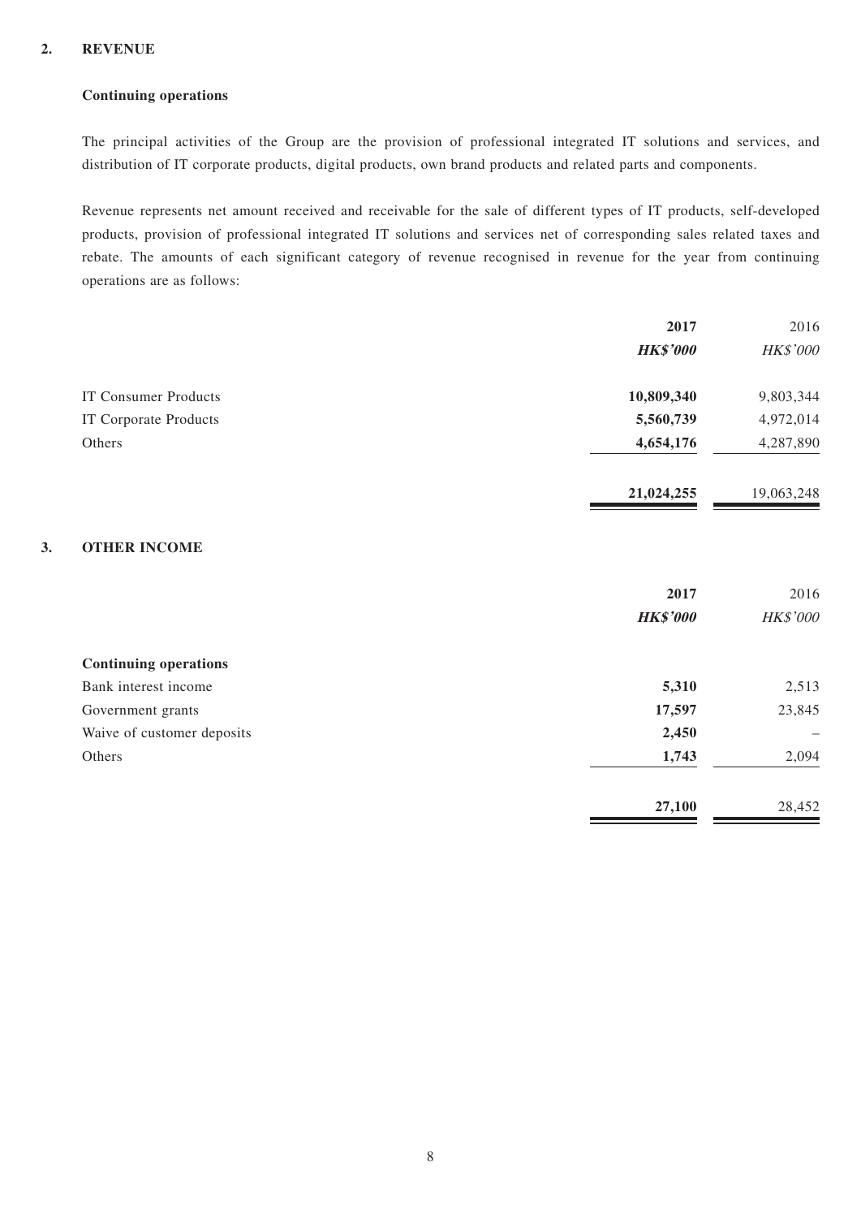## 2. REVENUE

### Continuing operations

The principal activities of the Group are the provision of professional integrated IT solutions and services, and distribution of IT corporate products, digital products, own brand products and related parts and components.

Revenue represents net amount received and receivable for the sale of different types of IT products, self-developed products, provision of professional integrated IT solutions and services net of corresponding sales related taxes and rebate. The amounts of each significant category of revenue recognised in revenue for the year from continuing operations are as follows:

| | **2017** | 2016 |
|---|---|---|
| | ***HK$'000*** | *HK$'000* |
| IT Consumer Products | **10,809,340** | 9,803,344 |
| IT Corporate Products | **5,560,739** | 4,972,014 |
| Others | **4,654,176** | 4,287,890 |
| | **21,024,255** | 19,063,248 |

## 3. OTHER INCOME

| | **2017** | 2016 |
|---|---|---|
| | ***HK$'000*** | *HK$'000* |
| **Continuing operations** | | |
| Bank interest income | **5,310** | 2,513 |
| Government grants | **17,597** | 23,845 |
| Waive of customer deposits | **2,450** | – |
| Others | **1,743** | 2,094 |
| | **27,100** | 28,452 |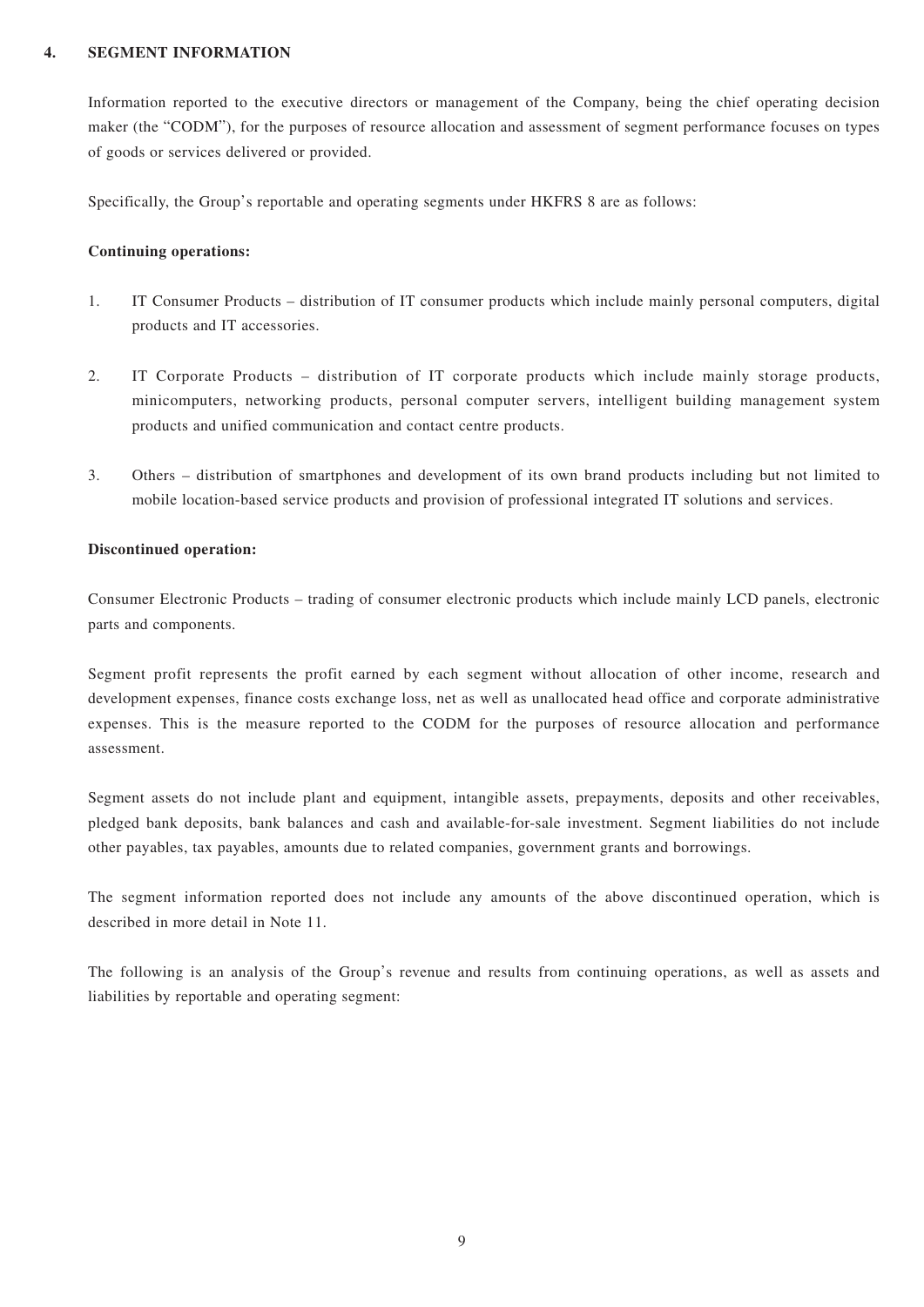## 4. SEGMENT INFORMATION

Information reported to the executive directors or management of the Company, being the chief operating decision maker (the "CODM"), for the purposes of resource allocation and assessment of segment performance focuses on types of goods or services delivered or provided.

Specifically, the Group's reportable and operating segments under HKFRS 8 are as follows:

**Continuing operations:**

1. IT Consumer Products – distribution of IT consumer products which include mainly personal computers, digital products and IT accessories.

2. IT Corporate Products – distribution of IT corporate products which include mainly storage products, minicomputers, networking products, personal computer servers, intelligent building management system products and unified communication and contact centre products.

3. Others – distribution of smartphones and development of its own brand products including but not limited to mobile location-based service products and provision of professional integrated IT solutions and services.

**Discontinued operation:**

Consumer Electronic Products – trading of consumer electronic products which include mainly LCD panels, electronic parts and components.

Segment profit represents the profit earned by each segment without allocation of other income, research and development expenses, finance costs exchange loss, net as well as unallocated head office and corporate administrative expenses. This is the measure reported to the CODM for the purposes of resource allocation and performance assessment.

Segment assets do not include plant and equipment, intangible assets, prepayments, deposits and other receivables, pledged bank deposits, bank balances and cash and available-for-sale investment. Segment liabilities do not include other payables, tax payables, amounts due to related companies, government grants and borrowings.

The segment information reported does not include any amounts of the above discontinued operation, which is described in more detail in Note 11.

The following is an analysis of the Group's revenue and results from continuing operations, as well as assets and liabilities by reportable and operating segment: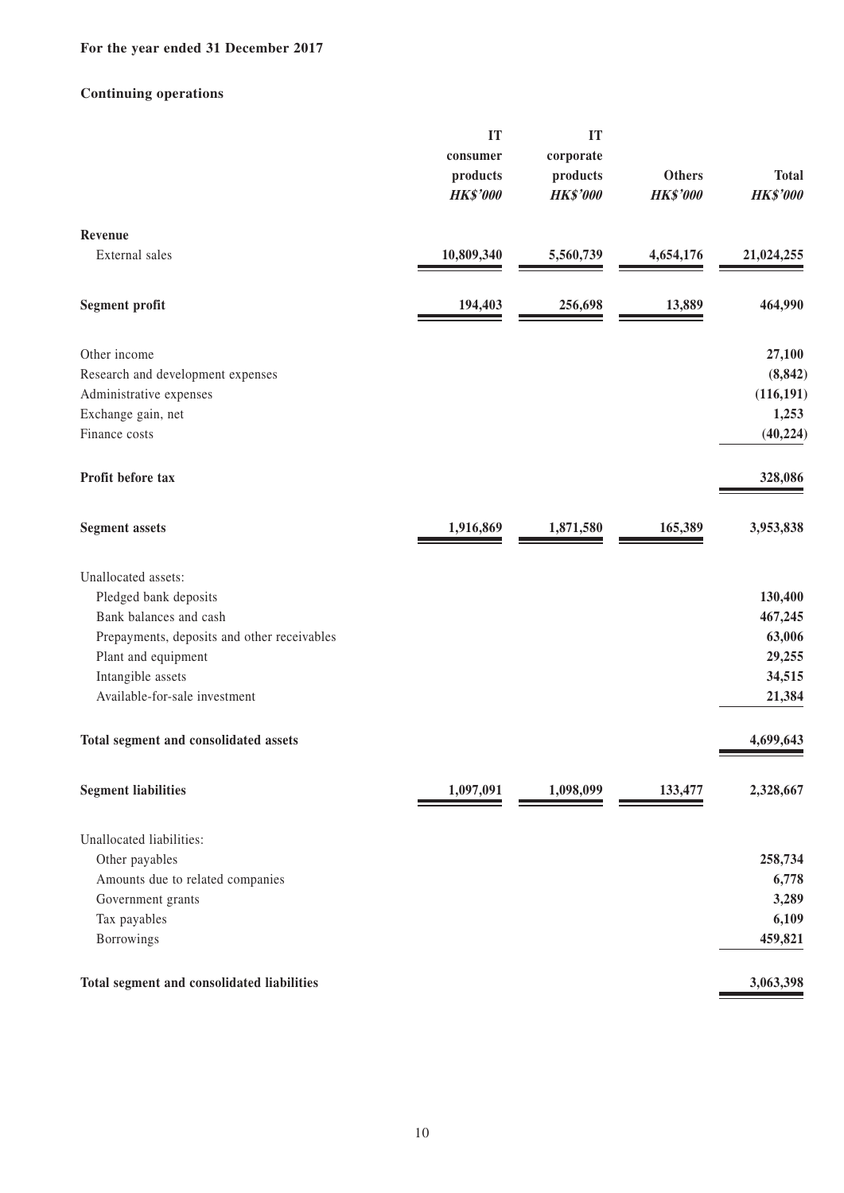**For the year ended 31 December 2017**

**Continuing operations**

| | IT consumer products | IT corporate products | Others | Total |
|---|---|---|---|---|
| | *HK$'000* | *HK$'000* | *HK$'000* | *HK$'000* |
| **Revenue** | | | | |
| External sales | **10,809,340** | **5,560,739** | **4,654,176** | **21,024,255** |
| **Segment profit** | **194,403** | **256,698** | **13,889** | **464,990** |
| Other income | | | | **27,100** |
| Research and development expenses | | | | **(8,842)** |
| Administrative expenses | | | | **(116,191)** |
| Exchange gain, net | | | | **1,253** |
| Finance costs | | | | **(40,224)** |
| **Profit before tax** | | | | **328,086** |
| **Segment assets** | **1,916,869** | **1,871,580** | **165,389** | **3,953,838** |
| Unallocated assets: | | | | |
| Pledged bank deposits | | | | **130,400** |
| Bank balances and cash | | | | **467,245** |
| Prepayments, deposits and other receivables | | | | **63,006** |
| Plant and equipment | | | | **29,255** |
| Intangible assets | | | | **34,515** |
| Available-for-sale investment | | | | **21,384** |
| **Total segment and consolidated assets** | | | | **4,699,643** |
| **Segment liabilities** | **1,097,091** | **1,098,099** | **133,477** | **2,328,667** |
| Unallocated liabilities: | | | | |
| Other payables | | | | **258,734** |
| Amounts due to related companies | | | | **6,778** |
| Government grants | | | | **3,289** |
| Tax payables | | | | **6,109** |
| Borrowings | | | | **459,821** |
| **Total segment and consolidated liabilities** | | | | **3,063,398** |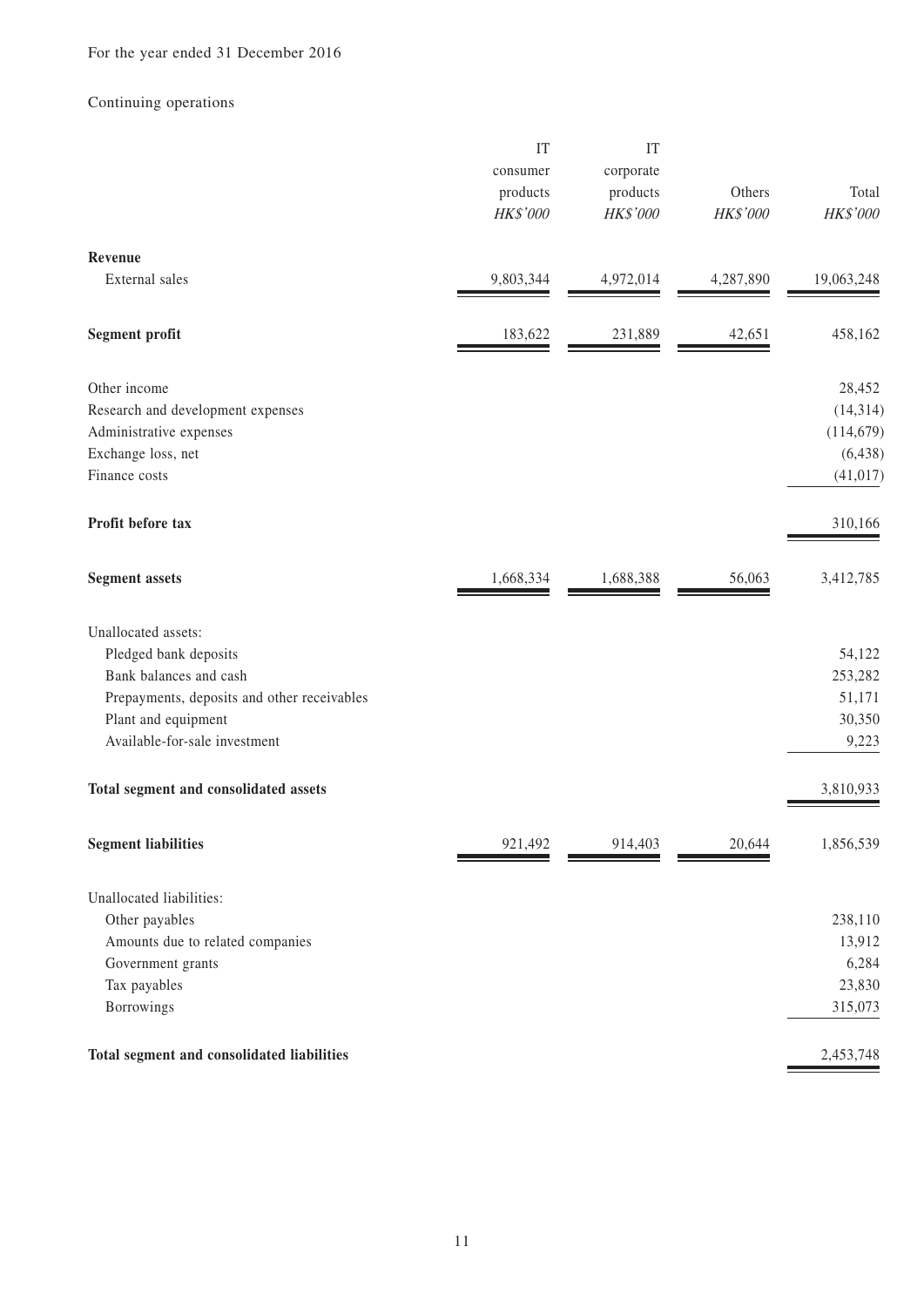For the year ended 31 December 2016

Continuing operations

| | IT consumer products HK$'000 | IT corporate products HK$'000 | Others HK$'000 | Total HK$'000 |
|---|---|---|---|---|
| **Revenue** | | | | |
| External sales | 9,803,344 | 4,972,014 | 4,287,890 | 19,063,248 |
| **Segment profit** | 183,622 | 231,889 | 42,651 | 458,162 |
| Other income | | | | 28,452 |
| Research and development expenses | | | | (14,314) |
| Administrative expenses | | | | (114,679) |
| Exchange loss, net | | | | (6,438) |
| Finance costs | | | | (41,017) |
| **Profit before tax** | | | | 310,166 |
| **Segment assets** | 1,668,334 | 1,688,388 | 56,063 | 3,412,785 |
| Unallocated assets: | | | | |
| Pledged bank deposits | | | | 54,122 |
| Bank balances and cash | | | | 253,282 |
| Prepayments, deposits and other receivables | | | | 51,171 |
| Plant and equipment | | | | 30,350 |
| Available-for-sale investment | | | | 9,223 |
| **Total segment and consolidated assets** | | | | 3,810,933 |
| **Segment liabilities** | 921,492 | 914,403 | 20,644 | 1,856,539 |
| Unallocated liabilities: | | | | |
| Other payables | | | | 238,110 |
| Amounts due to related companies | | | | 13,912 |
| Government grants | | | | 6,284 |
| Tax payables | | | | 23,830 |
| Borrowings | | | | 315,073 |
| **Total segment and consolidated liabilities** | | | | 2,453,748 |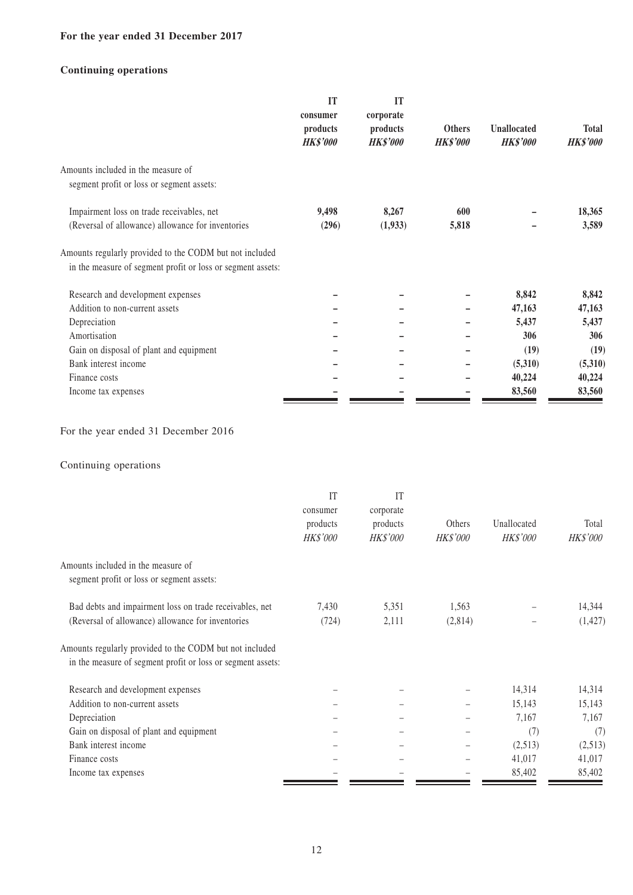**For the year ended 31 December 2017**

**Continuing operations**

| | **IT consumer products** | **IT corporate products** | **Others** | **Unallocated** | **Total** |
|---|---|---|---|---|---|
| | ***HK$'000*** | ***HK$'000*** | ***HK$'000*** | ***HK$'000*** | ***HK$'000*** |
| Amounts included in the measure of segment profit or loss or segment assets: | | | | | |
| Impairment loss on trade receivables, net | **9,498** | **8,267** | **600** | **–** | **18,365** |
| (Reversal of allowance) allowance for inventories | **(296)** | **(1,933)** | **5,818** | **–** | **3,589** |
| Amounts regularly provided to the CODM but not included in the measure of segment profit or loss or segment assets: | | | | | |
| Research and development expenses | **–** | **–** | **–** | **8,842** | **8,842** |
| Addition to non-current assets | **–** | **–** | **–** | **47,163** | **47,163** |
| Depreciation | **–** | **–** | **–** | **5,437** | **5,437** |
| Amortisation | **–** | **–** | **–** | **306** | **306** |
| Gain on disposal of plant and equipment | **–** | **–** | **–** | **(19)** | **(19)** |
| Bank interest income | **–** | **–** | **–** | **(5,310)** | **(5,310)** |
| Finance costs | **–** | **–** | **–** | **40,224** | **40,224** |
| Income tax expenses | **–** | **–** | **–** | **83,560** | **83,560** |

For the year ended 31 December 2016

Continuing operations

| | IT consumer products | IT corporate products | Others | Unallocated | Total |
|---|---|---|---|---|---|
| | *HK$'000* | *HK$'000* | *HK$'000* | *HK$'000* | *HK$'000* |
| Amounts included in the measure of segment profit or loss or segment assets: | | | | | |
| Bad debts and impairment loss on trade receivables, net | 7,430 | 5,351 | 1,563 | – | 14,344 |
| (Reversal of allowance) allowance for inventories | (724) | 2,111 | (2,814) | – | (1,427) |
| Amounts regularly provided to the CODM but not included in the measure of segment profit or loss or segment assets: | | | | | |
| Research and development expenses | – | – | – | 14,314 | 14,314 |
| Addition to non-current assets | – | – | – | 15,143 | 15,143 |
| Depreciation | – | – | – | 7,167 | 7,167 |
| Gain on disposal of plant and equipment | – | – | – | (7) | (7) |
| Bank interest income | – | – | – | (2,513) | (2,513) |
| Finance costs | – | – | – | 41,017 | 41,017 |
| Income tax expenses | – | – | – | 85,402 | 85,402 |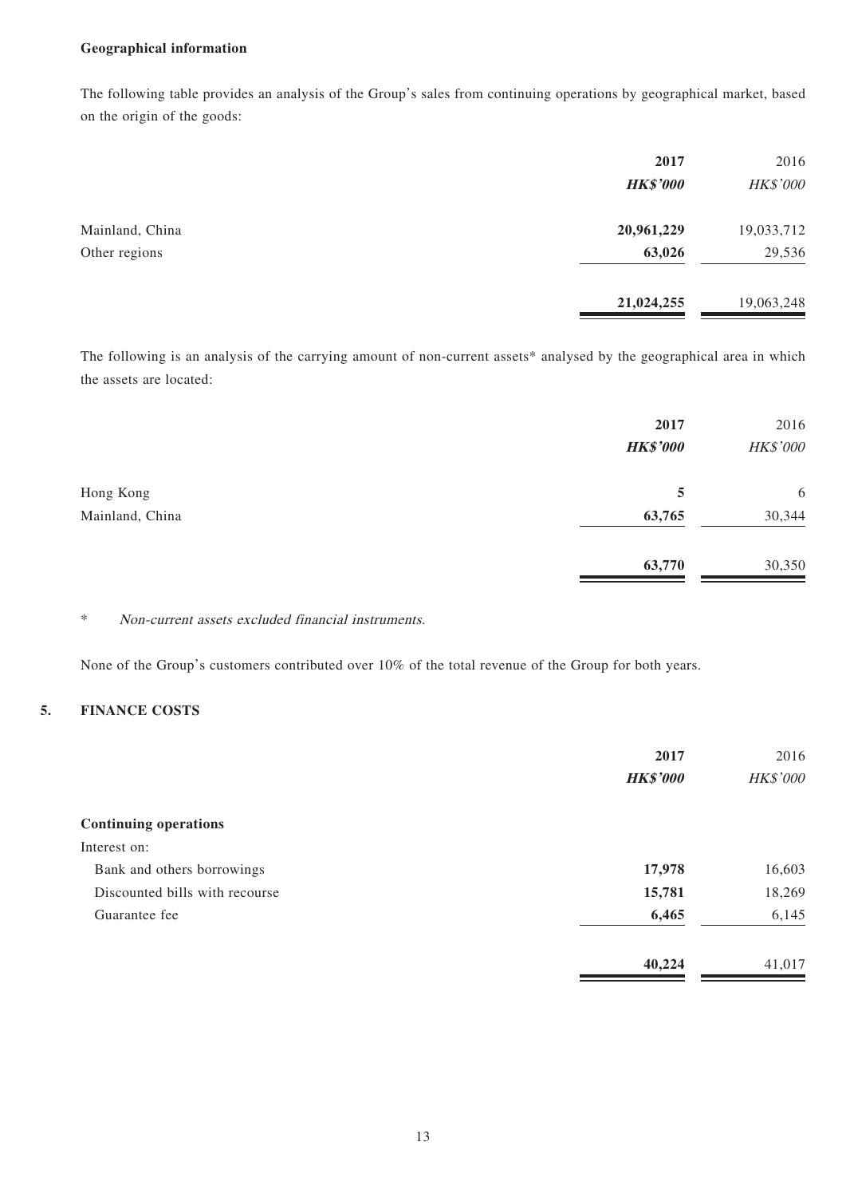**Geographical information**

The following table provides an analysis of the Group's sales from continuing operations by geographical market, based on the origin of the goods:

| | 2017 | 2016 |
|---|---|---|
| | *HK$'000* | *HK$'000* |
| Mainland, China | **20,961,229** | 19,033,712 |
| Other regions | **63,026** | 29,536 |
| | **21,024,255** | 19,063,248 |

The following is an analysis of the carrying amount of non-current assets* analysed by the geographical area in which the assets are located:

| | 2017 | 2016 |
|---|---|---|
| | *HK$'000* | *HK$'000* |
| Hong Kong | **5** | 6 |
| Mainland, China | **63,765** | 30,344 |
| | **63,770** | 30,350 |

\* *Non-current assets excluded financial instruments.*

None of the Group's customers contributed over 10% of the total revenue of the Group for both years.

## 5. FINANCE COSTS

| | 2017 | 2016 |
|---|---|---|
| | *HK$'000* | *HK$'000* |
| **Continuing operations** | | |
| Interest on: | | |
| Bank and others borrowings | **17,978** | 16,603 |
| Discounted bills with recourse | **15,781** | 18,269 |
| Guarantee fee | **6,465** | 6,145 |
| | **40,224** | 41,017 |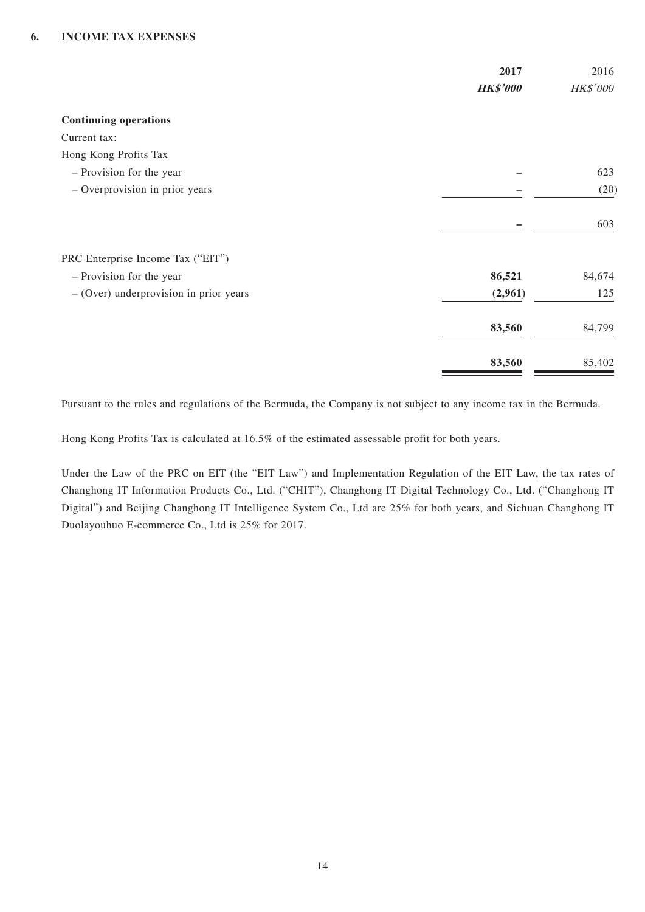## 6. INCOME TAX EXPENSES

| | 2017 | 2016 |
|---|---|---|
| | ***HK$'000*** | *HK$'000* |
| **Continuing operations** | | |
| Current tax: | | |
| Hong Kong Profits Tax | | |
| – Provision for the year | – | 623 |
| – Overprovision in prior years | – | (20) |
| | – | 603 |
| PRC Enterprise Income Tax ("EIT") | | |
| – Provision for the year | **86,521** | 84,674 |
| – (Over) underprovision in prior years | **(2,961)** | 125 |
| | **83,560** | 84,799 |
| | **83,560** | 85,402 |

Pursuant to the rules and regulations of the Bermuda, the Company is not subject to any income tax in the Bermuda.

Hong Kong Profits Tax is calculated at 16.5% of the estimated assessable profit for both years.

Under the Law of the PRC on EIT (the "EIT Law") and Implementation Regulation of the EIT Law, the tax rates of Changhong IT Information Products Co., Ltd. ("CHIT"), Changhong IT Digital Technology Co., Ltd. ("Changhong IT Digital") and Beijing Changhong IT Intelligence System Co., Ltd are 25% for both years, and Sichuan Changhong IT Duolayouhuo E-commerce Co., Ltd is 25% for 2017.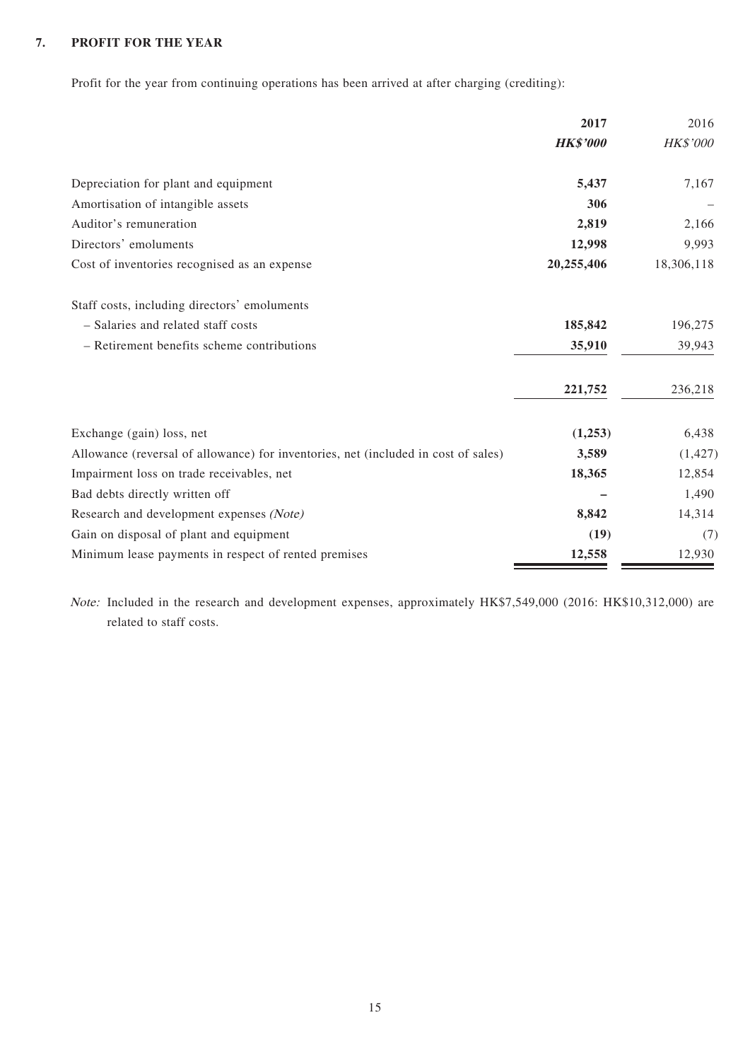## 7. PROFIT FOR THE YEAR

Profit for the year from continuing operations has been arrived at after charging (crediting):

| | **2017** | 2016 |
|---|---|---|
| | ***HK$'000*** | *HK$'000* |
| Depreciation for plant and equipment | **5,437** | 7,167 |
| Amortisation of intangible assets | **306** | – |
| Auditor's remuneration | **2,819** | 2,166 |
| Directors' emoluments | **12,998** | 9,993 |
| Cost of inventories recognised as an expense | **20,255,406** | 18,306,118 |
| Staff costs, including directors' emoluments | | |
| – Salaries and related staff costs | **185,842** | 196,275 |
| – Retirement benefits scheme contributions | **35,910** | 39,943 |
| | **221,752** | 236,218 |
| Exchange (gain) loss, net | **(1,253)** | 6,438 |
| Allowance (reversal of allowance) for inventories, net (included in cost of sales) | **3,589** | (1,427) |
| Impairment loss on trade receivables, net | **18,365** | 12,854 |
| Bad debts directly written off | **–** | 1,490 |
| Research and development expenses *(Note)* | **8,842** | 14,314 |
| Gain on disposal of plant and equipment | **(19)** | (7) |
| Minimum lease payments in respect of rented premises | **12,558** | 12,930 |

*Note:* Included in the research and development expenses, approximately HK$7,549,000 (2016: HK$10,312,000) are related to staff costs.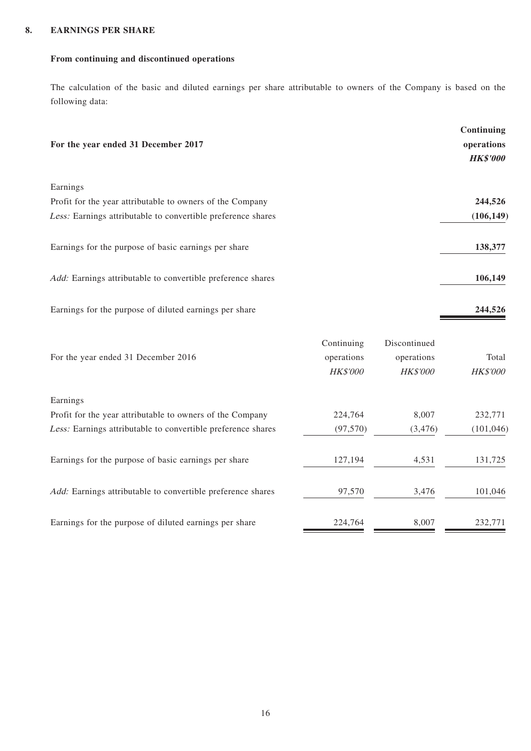## 8. EARNINGS PER SHARE

### From continuing and discontinued operations

The calculation of the basic and diluted earnings per share attributable to owners of the Company is based on the following data:

| **For the year ended 31 December 2017** | **Continuing operations** ***HK$'000*** |
|---|---|
| Earnings | |
| Profit for the year attributable to owners of the Company | **244,526** |
| *Less:* Earnings attributable to convertible preference shares | **(106,149)** |
| Earnings for the purpose of basic earnings per share | **138,377** |
| *Add:* Earnings attributable to convertible preference shares | **106,149** |
| Earnings for the purpose of diluted earnings per share | **244,526** |

| For the year ended 31 December 2016 | Continuing operations *HK$'000* | Discontinued operations *HK$'000* | Total *HK$'000* |
|---|---|---|---|
| Earnings | | | |
| Profit for the year attributable to owners of the Company | 224,764 | 8,007 | 232,771 |
| *Less:* Earnings attributable to convertible preference shares | (97,570) | (3,476) | (101,046) |
| Earnings for the purpose of basic earnings per share | 127,194 | 4,531 | 131,725 |
| *Add:* Earnings attributable to convertible preference shares | 97,570 | 3,476 | 101,046 |
| Earnings for the purpose of diluted earnings per share | 224,764 | 8,007 | 232,771 |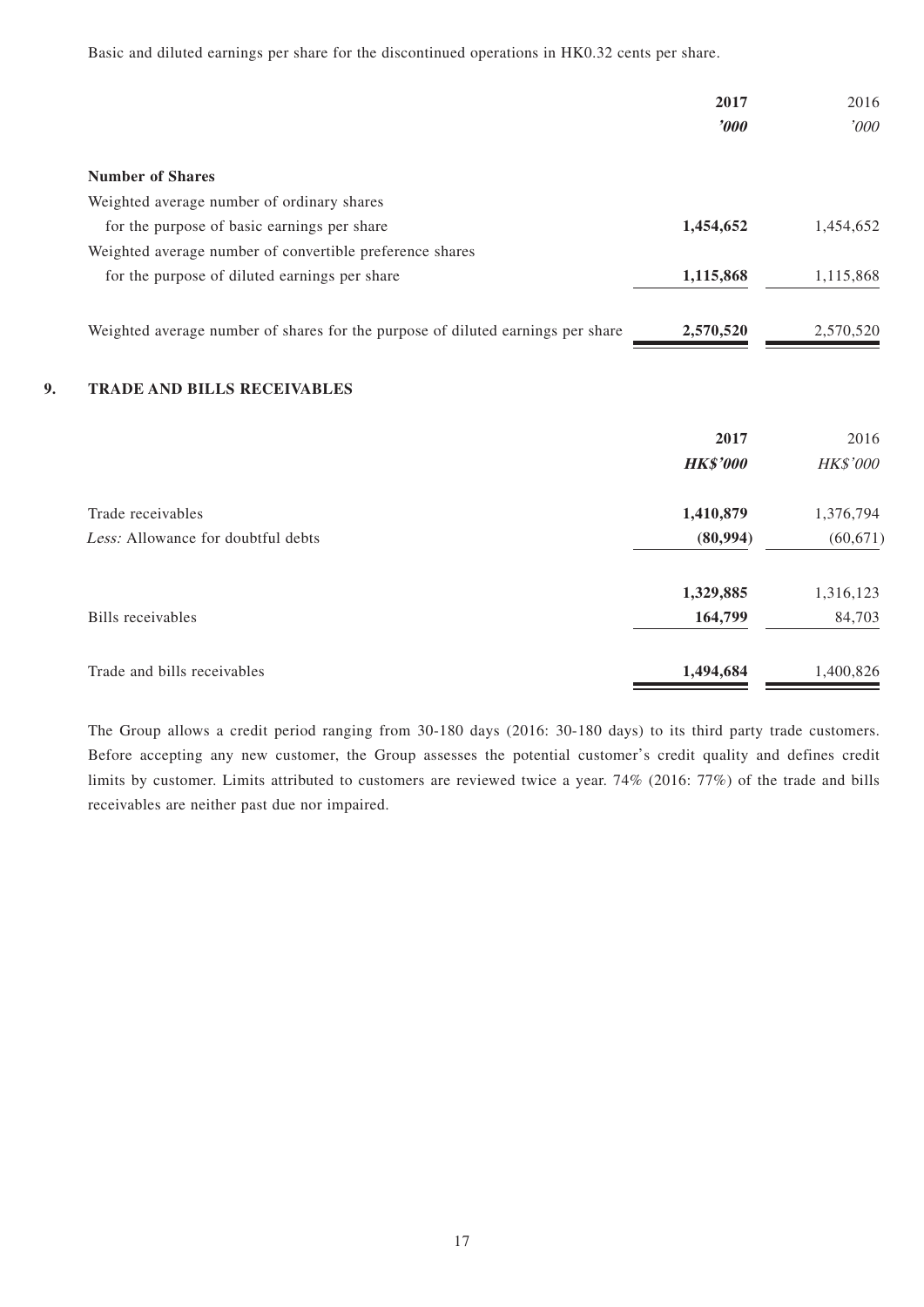Basic and diluted earnings per share for the discontinued operations in HK0.32 cents per share.

| | **2017** | 2016 |
|---|---|---|
| | ***'000*** | *'000* |
| **Number of Shares** | | |
| Weighted average number of ordinary shares for the purpose of basic earnings per share | **1,454,652** | 1,454,652 |
| Weighted average number of convertible preference shares for the purpose of diluted earnings per share | **1,115,868** | 1,115,868 |
| Weighted average number of shares for the purpose of diluted earnings per share | **2,570,520** | 2,570,520 |

## 9. TRADE AND BILLS RECEIVABLES

| | **2017** | 2016 |
|---|---|---|
| | ***HK$'000*** | *HK$'000* |
| Trade receivables | **1,410,879** | 1,376,794 |
| *Less:* Allowance for doubtful debts | **(80,994)** | (60,671) |
| | **1,329,885** | 1,316,123 |
| Bills receivables | **164,799** | 84,703 |
| Trade and bills receivables | **1,494,684** | 1,400,826 |

The Group allows a credit period ranging from 30-180 days (2016: 30-180 days) to its third party trade customers. Before accepting any new customer, the Group assesses the potential customer's credit quality and defines credit limits by customer. Limits attributed to customers are reviewed twice a year. 74% (2016: 77%) of the trade and bills receivables are neither past due nor impaired.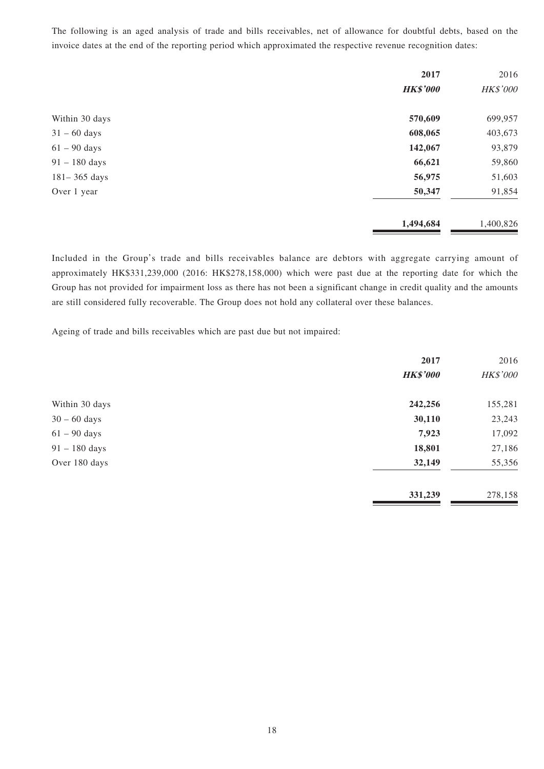The following is an aged analysis of trade and bills receivables, net of allowance for doubtful debts, based on the invoice dates at the end of the reporting period which approximated the respective revenue recognition dates:

| | 2017 | 2016 |
|---|---|---|
| | ***HK$'000*** | *HK$'000* |
| Within 30 days | **570,609** | 699,957 |
| 31 – 60 days | **608,065** | 403,673 |
| 61 – 90 days | **142,067** | 93,879 |
| 91 – 180 days | **66,621** | 59,860 |
| 181– 365 days | **56,975** | 51,603 |
| Over 1 year | **50,347** | 91,854 |
| | **1,494,684** | 1,400,826 |

Included in the Group's trade and bills receivables balance are debtors with aggregate carrying amount of approximately HK$331,239,000 (2016: HK$278,158,000) which were past due at the reporting date for which the Group has not provided for impairment loss as there has not been a significant change in credit quality and the amounts are still considered fully recoverable. The Group does not hold any collateral over these balances.

Ageing of trade and bills receivables which are past due but not impaired:

| | 2017 | 2016 |
|---|---|---|
| | ***HK$'000*** | *HK$'000* |
| Within 30 days | **242,256** | 155,281 |
| 30 – 60 days | **30,110** | 23,243 |
| 61 – 90 days | **7,923** | 17,092 |
| 91 – 180 days | **18,801** | 27,186 |
| Over 180 days | **32,149** | 55,356 |
| | **331,239** | 278,158 |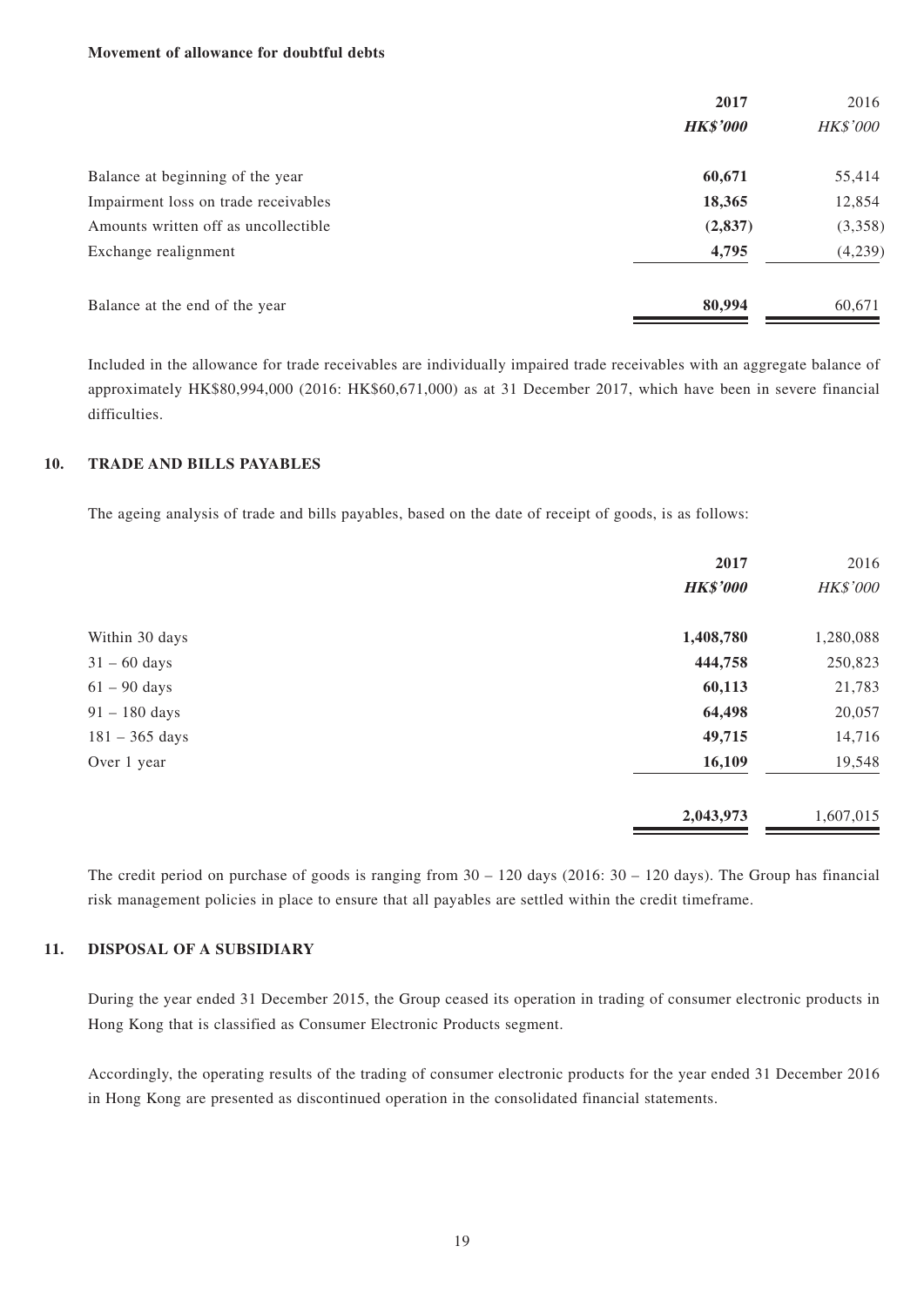**Movement of allowance for doubtful debts**

| | **2017** | 2016 |
|---|---|---|
| | ***HK$'000*** | *HK$'000* |
| Balance at beginning of the year | **60,671** | 55,414 |
| Impairment loss on trade receivables | **18,365** | 12,854 |
| Amounts written off as uncollectible | **(2,837)** | (3,358) |
| Exchange realignment | **4,795** | (4,239) |
| Balance at the end of the year | **80,994** | 60,671 |

Included in the allowance for trade receivables are individually impaired trade receivables with an aggregate balance of approximately HK$80,994,000 (2016: HK$60,671,000) as at 31 December 2017, which have been in severe financial difficulties.

## 10. TRADE AND BILLS PAYABLES

The ageing analysis of trade and bills payables, based on the date of receipt of goods, is as follows:

| | **2017** | 2016 |
|---|---|---|
| | ***HK$'000*** | *HK$'000* |
| Within 30 days | **1,408,780** | 1,280,088 |
| 31 – 60 days | **444,758** | 250,823 |
| 61 – 90 days | **60,113** | 21,783 |
| 91 – 180 days | **64,498** | 20,057 |
| 181 – 365 days | **49,715** | 14,716 |
| Over 1 year | **16,109** | 19,548 |
| | **2,043,973** | 1,607,015 |

The credit period on purchase of goods is ranging from 30 – 120 days (2016: 30 – 120 days). The Group has financial risk management policies in place to ensure that all payables are settled within the credit timeframe.

## 11. DISPOSAL OF A SUBSIDIARY

During the year ended 31 December 2015, the Group ceased its operation in trading of consumer electronic products in Hong Kong that is classified as Consumer Electronic Products segment.

Accordingly, the operating results of the trading of consumer electronic products for the year ended 31 December 2016 in Hong Kong are presented as discontinued operation in the consolidated financial statements.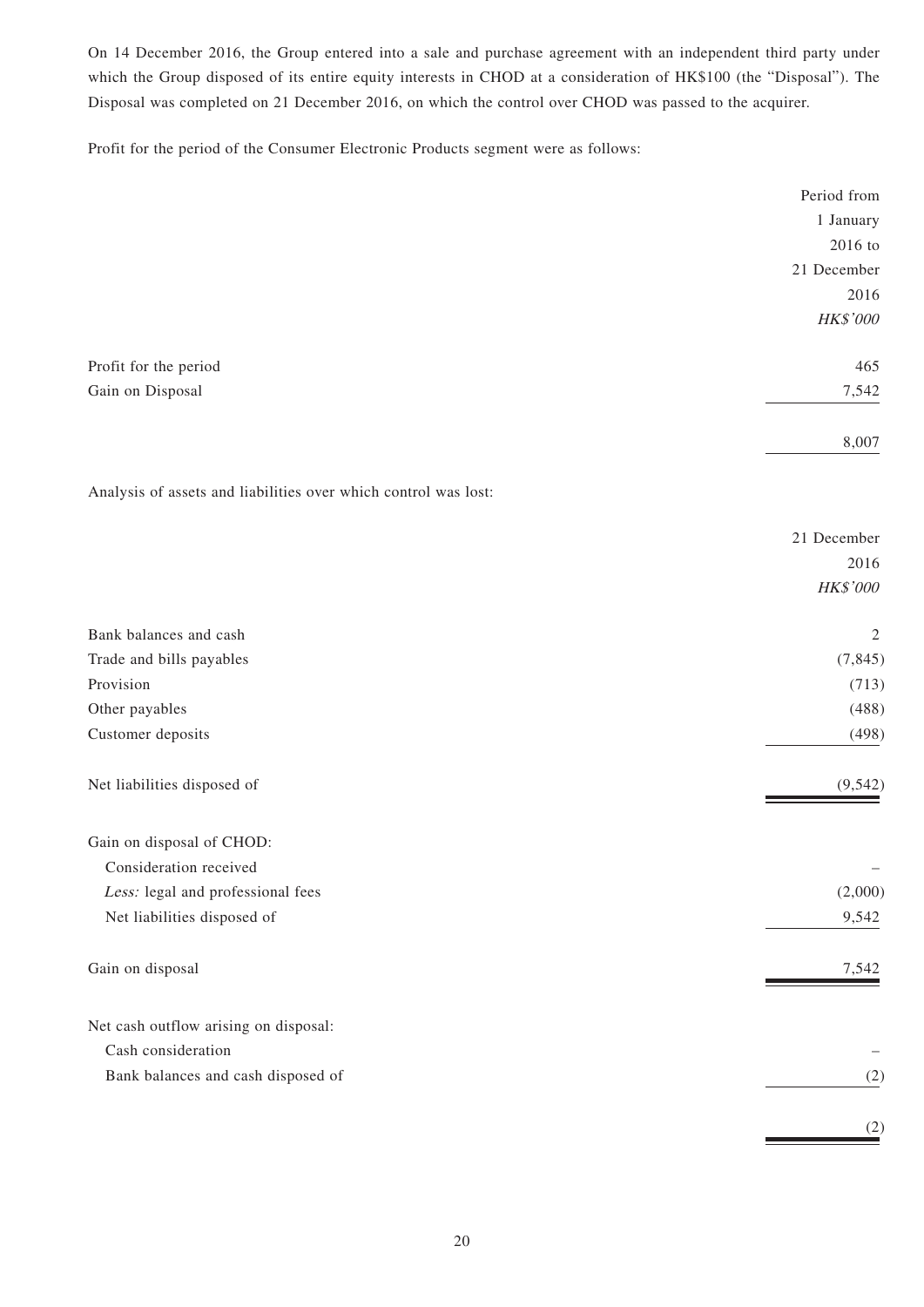On 14 December 2016, the Group entered into a sale and purchase agreement with an independent third party under which the Group disposed of its entire equity interests in CHOD at a consideration of HK$100 (the "Disposal"). The Disposal was completed on 21 December 2016, on which the control over CHOD was passed to the acquirer.

Profit for the period of the Consumer Electronic Products segment were as follows:

| | Period from 1 January 2016 to 21 December 2016 |
|---|---|
| | *HK$'000* |
| Profit for the period | 465 |
| Gain on Disposal | 7,542 |
| | 8,007 |

Analysis of assets and liabilities over which control was lost:

| | 21 December 2016 |
|---|---|
| | *HK$'000* |
| Bank balances and cash | 2 |
| Trade and bills payables | (7,845) |
| Provision | (713) |
| Other payables | (488) |
| Customer deposits | (498) |
| Net liabilities disposed of | (9,542) |
| Gain on disposal of CHOD: | |
| Consideration received | – |
| *Less:* legal and professional fees | (2,000) |
| Net liabilities disposed of | 9,542 |
| Gain on disposal | 7,542 |
| Net cash outflow arising on disposal: | |
| Cash consideration | – |
| Bank balances and cash disposed of | (2) |
| | (2) |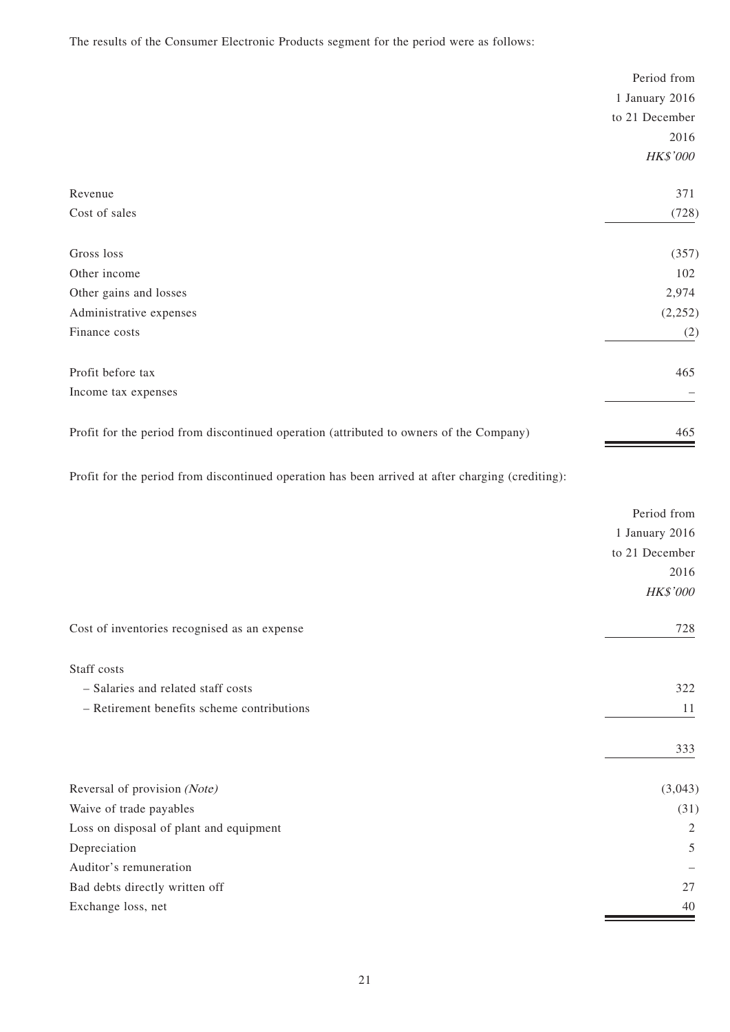The results of the Consumer Electronic Products segment for the period were as follows:

| | Period from 1 January 2016 to 21 December 2016 |
|---|---|
| | *HK$'000* |
| Revenue | 371 |
| Cost of sales | (728) |
| Gross loss | (357) |
| Other income | 102 |
| Other gains and losses | 2,974 |
| Administrative expenses | (2,252) |
| Finance costs | (2) |
| Profit before tax | 465 |
| Income tax expenses | – |
| Profit for the period from discontinued operation (attributed to owners of the Company) | 465 |

Profit for the period from discontinued operation has been arrived at after charging (crediting):

| | Period from 1 January 2016 to 21 December 2016 |
|---|---|
| | *HK$'000* |
| Cost of inventories recognised as an expense | 728 |
| Staff costs | |
| – Salaries and related staff costs | 322 |
| – Retirement benefits scheme contributions | 11 |
| | 333 |
| Reversal of provision *(Note)* | (3,043) |
| Waive of trade payables | (31) |
| Loss on disposal of plant and equipment | 2 |
| Depreciation | 5 |
| Auditor's remuneration | – |
| Bad debts directly written off | 27 |
| Exchange loss, net | 40 |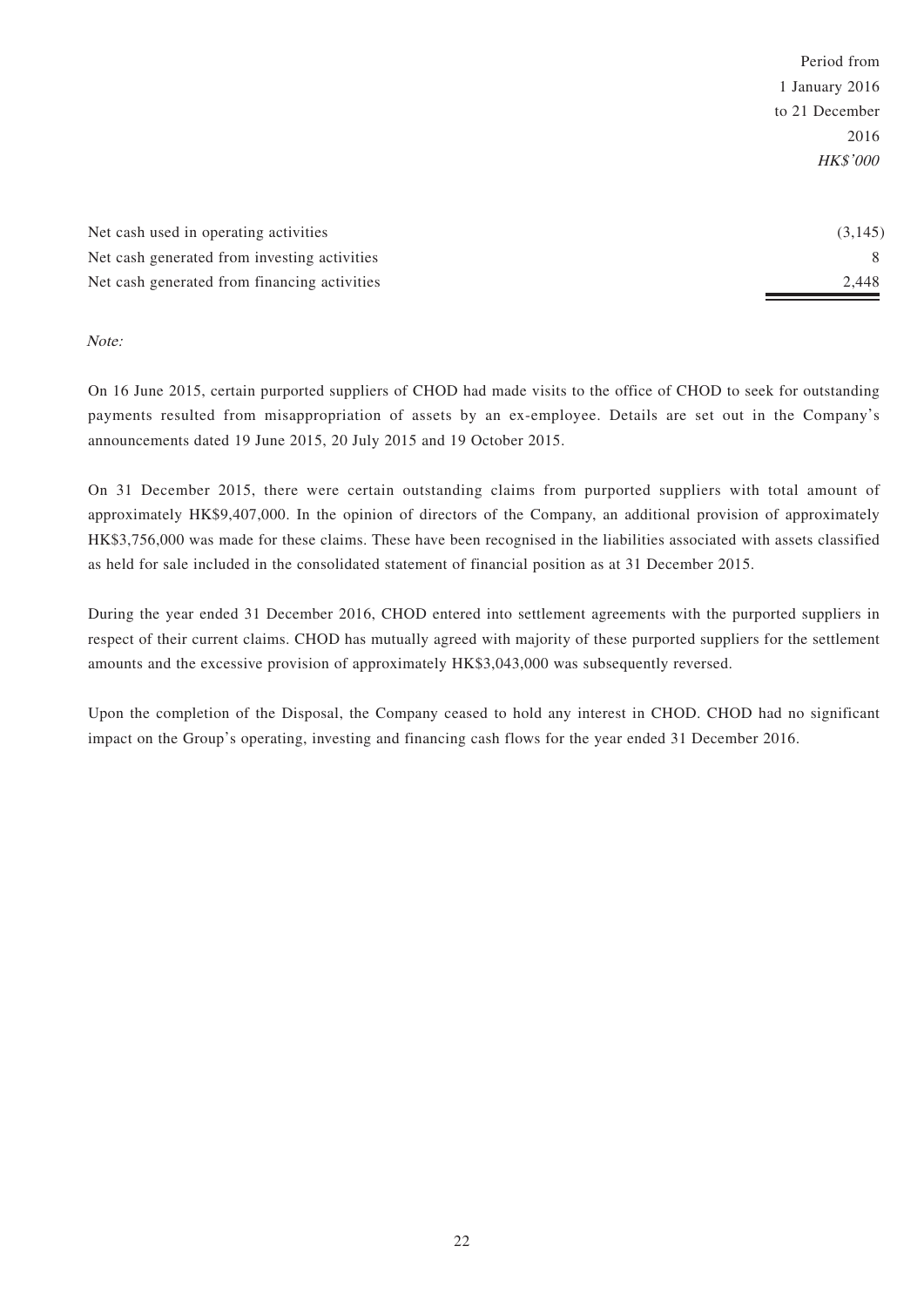| | Period from 1 January 2016 to 21 December 2016 *HK$'000* |
|---|---|
| Net cash used in operating activities | (3,145) |
| Net cash generated from investing activities | 8 |
| Net cash generated from financing activities | 2,448 |

*Note:*

On 16 June 2015, certain purported suppliers of CHOD had made visits to the office of CHOD to seek for outstanding payments resulted from misappropriation of assets by an ex-employee. Details are set out in the Company's announcements dated 19 June 2015, 20 July 2015 and 19 October 2015.

On 31 December 2015, there were certain outstanding claims from purported suppliers with total amount of approximately HK$9,407,000. In the opinion of directors of the Company, an additional provision of approximately HK$3,756,000 was made for these claims. These have been recognised in the liabilities associated with assets classified as held for sale included in the consolidated statement of financial position as at 31 December 2015.

During the year ended 31 December 2016, CHOD entered into settlement agreements with the purported suppliers in respect of their current claims. CHOD has mutually agreed with majority of these purported suppliers for the settlement amounts and the excessive provision of approximately HK$3,043,000 was subsequently reversed.

Upon the completion of the Disposal, the Company ceased to hold any interest in CHOD. CHOD had no significant impact on the Group's operating, investing and financing cash flows for the year ended 31 December 2016.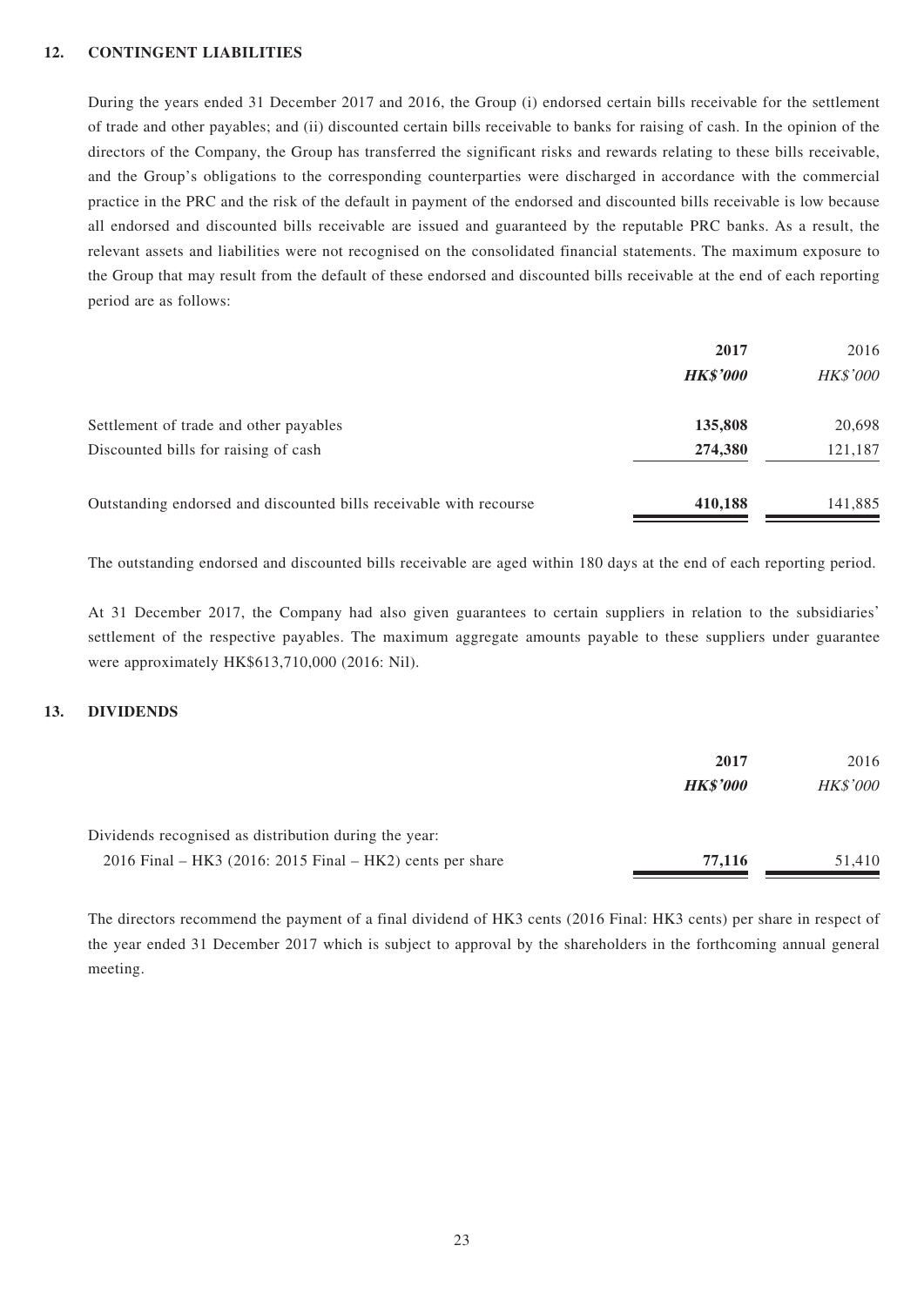## 12. CONTINGENT LIABILITIES

During the years ended 31 December 2017 and 2016, the Group (i) endorsed certain bills receivable for the settlement of trade and other payables; and (ii) discounted certain bills receivable to banks for raising of cash. In the opinion of the directors of the Company, the Group has transferred the significant risks and rewards relating to these bills receivable, and the Group's obligations to the corresponding counterparties were discharged in accordance with the commercial practice in the PRC and the risk of the default in payment of the endorsed and discounted bills receivable is low because all endorsed and discounted bills receivable are issued and guaranteed by the reputable PRC banks. As a result, the relevant assets and liabilities were not recognised on the consolidated financial statements. The maximum exposure to the Group that may result from the default of these endorsed and discounted bills receivable at the end of each reporting period are as follows:

| | **2017** | 2016 |
|---|---|---|
| | ***HK$'000*** | *HK$'000* |
| Settlement of trade and other payables | **135,808** | 20,698 |
| Discounted bills for raising of cash | **274,380** | 121,187 |
| Outstanding endorsed and discounted bills receivable with recourse | **410,188** | 141,885 |

The outstanding endorsed and discounted bills receivable are aged within 180 days at the end of each reporting period.

At 31 December 2017, the Company had also given guarantees to certain suppliers in relation to the subsidiaries' settlement of the respective payables. The maximum aggregate amounts payable to these suppliers under guarantee were approximately HK$613,710,000 (2016: Nil).

## 13. DIVIDENDS

| | **2017** | 2016 |
|---|---|---|
| | ***HK$'000*** | *HK$'000* |
| Dividends recognised as distribution during the year: | | |
| 2016 Final – HK3 (2016: 2015 Final – HK2) cents per share | **77,116** | 51,410 |

The directors recommend the payment of a final dividend of HK3 cents (2016 Final: HK3 cents) per share in respect of the year ended 31 December 2017 which is subject to approval by the shareholders in the forthcoming annual general meeting.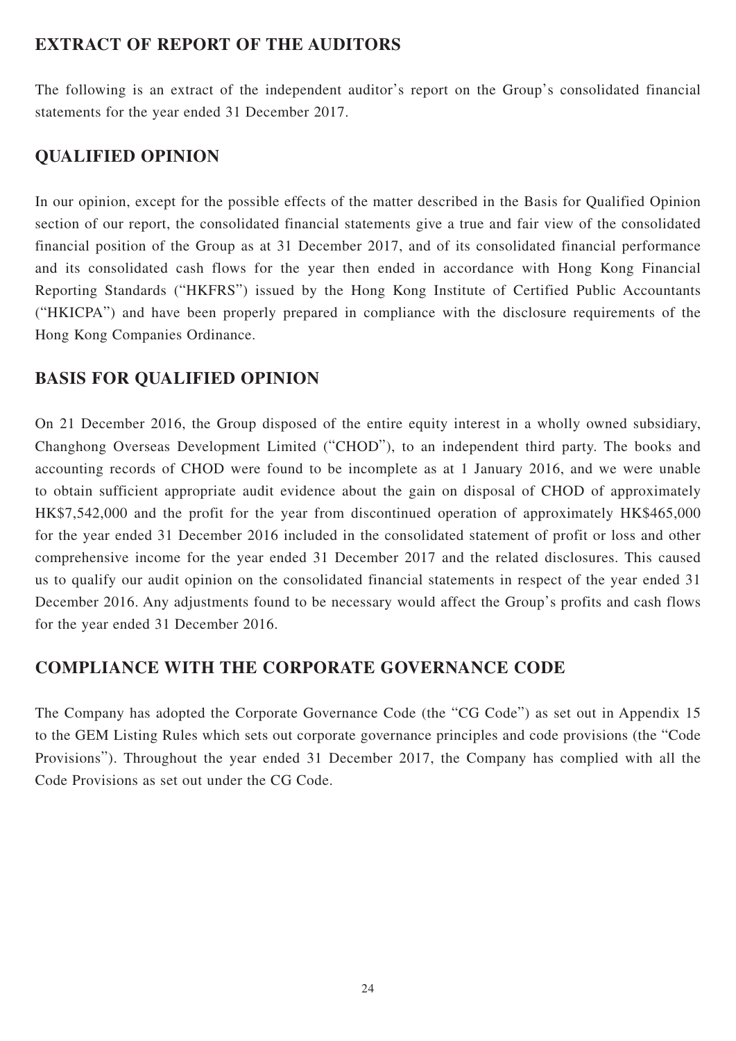## EXTRACT OF REPORT OF THE AUDITORS

The following is an extract of the independent auditor's report on the Group's consolidated financial statements for the year ended 31 December 2017.

## QUALIFIED OPINION

In our opinion, except for the possible effects of the matter described in the Basis for Qualified Opinion section of our report, the consolidated financial statements give a true and fair view of the consolidated financial position of the Group as at 31 December 2017, and of its consolidated financial performance and its consolidated cash flows for the year then ended in accordance with Hong Kong Financial Reporting Standards ("HKFRS") issued by the Hong Kong Institute of Certified Public Accountants ("HKICPA") and have been properly prepared in compliance with the disclosure requirements of the Hong Kong Companies Ordinance.

## BASIS FOR QUALIFIED OPINION

On 21 December 2016, the Group disposed of the entire equity interest in a wholly owned subsidiary, Changhong Overseas Development Limited ("CHOD"), to an independent third party. The books and accounting records of CHOD were found to be incomplete as at 1 January 2016, and we were unable to obtain sufficient appropriate audit evidence about the gain on disposal of CHOD of approximately HK$7,542,000 and the profit for the year from discontinued operation of approximately HK$465,000 for the year ended 31 December 2016 included in the consolidated statement of profit or loss and other comprehensive income for the year ended 31 December 2017 and the related disclosures. This caused us to qualify our audit opinion on the consolidated financial statements in respect of the year ended 31 December 2016. Any adjustments found to be necessary would affect the Group's profits and cash flows for the year ended 31 December 2016.

## COMPLIANCE WITH THE CORPORATE GOVERNANCE CODE

The Company has adopted the Corporate Governance Code (the "CG Code") as set out in Appendix 15 to the GEM Listing Rules which sets out corporate governance principles and code provisions (the "Code Provisions"). Throughout the year ended 31 December 2017, the Company has complied with all the Code Provisions as set out under the CG Code.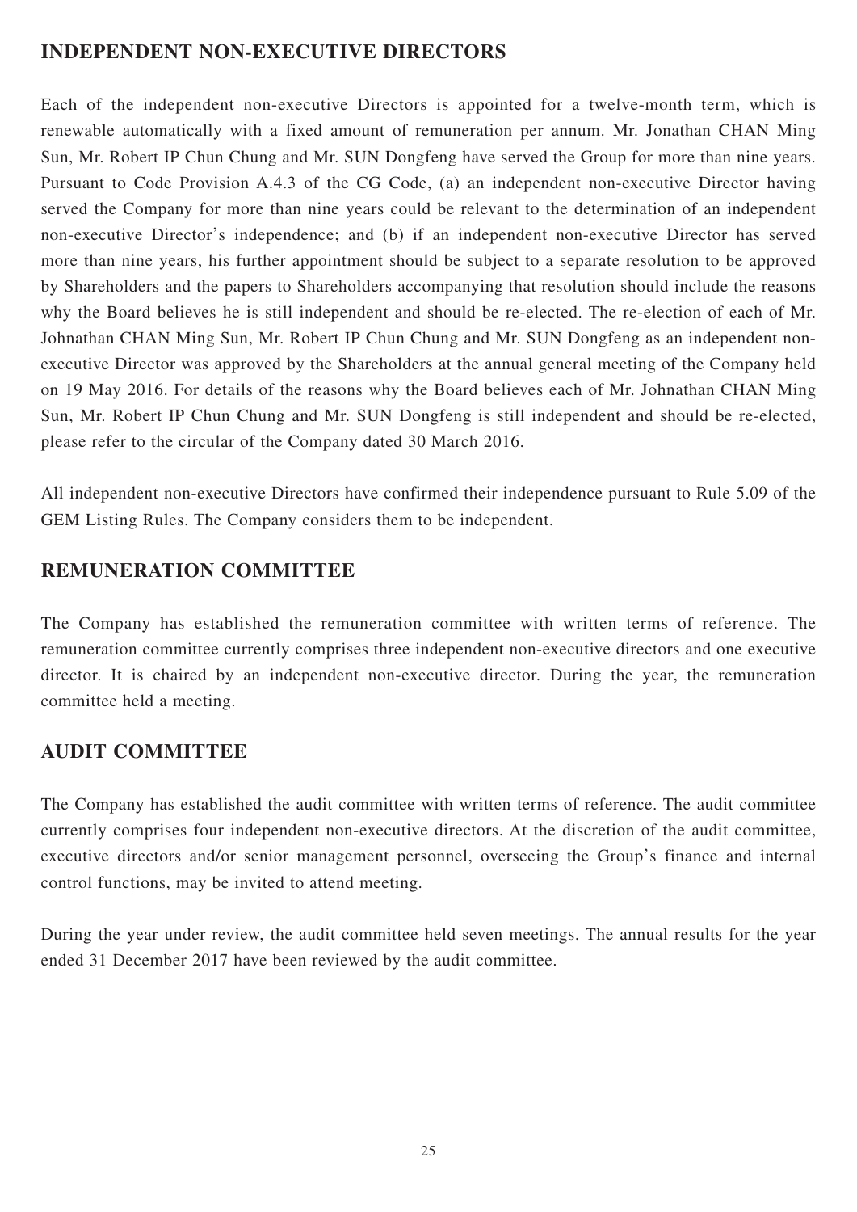## INDEPENDENT NON-EXECUTIVE DIRECTORS

Each of the independent non-executive Directors is appointed for a twelve-month term, which is renewable automatically with a fixed amount of remuneration per annum. Mr. Jonathan CHAN Ming Sun, Mr. Robert IP Chun Chung and Mr. SUN Dongfeng have served the Group for more than nine years. Pursuant to Code Provision A.4.3 of the CG Code, (a) an independent non-executive Director having served the Company for more than nine years could be relevant to the determination of an independent non-executive Director's independence; and (b) if an independent non-executive Director has served more than nine years, his further appointment should be subject to a separate resolution to be approved by Shareholders and the papers to Shareholders accompanying that resolution should include the reasons why the Board believes he is still independent and should be re-elected. The re-election of each of Mr. Johnathan CHAN Ming Sun, Mr. Robert IP Chun Chung and Mr. SUN Dongfeng as an independent non-executive Director was approved by the Shareholders at the annual general meeting of the Company held on 19 May 2016. For details of the reasons why the Board believes each of Mr. Johnathan CHAN Ming Sun, Mr. Robert IP Chun Chung and Mr. SUN Dongfeng is still independent and should be re-elected, please refer to the circular of the Company dated 30 March 2016.

All independent non-executive Directors have confirmed their independence pursuant to Rule 5.09 of the GEM Listing Rules. The Company considers them to be independent.

## REMUNERATION COMMITTEE

The Company has established the remuneration committee with written terms of reference. The remuneration committee currently comprises three independent non-executive directors and one executive director. It is chaired by an independent non-executive director. During the year, the remuneration committee held a meeting.

## AUDIT COMMITTEE

The Company has established the audit committee with written terms of reference. The audit committee currently comprises four independent non-executive directors. At the discretion of the audit committee, executive directors and/or senior management personnel, overseeing the Group's finance and internal control functions, may be invited to attend meeting.

During the year under review, the audit committee held seven meetings. The annual results for the year ended 31 December 2017 have been reviewed by the audit committee.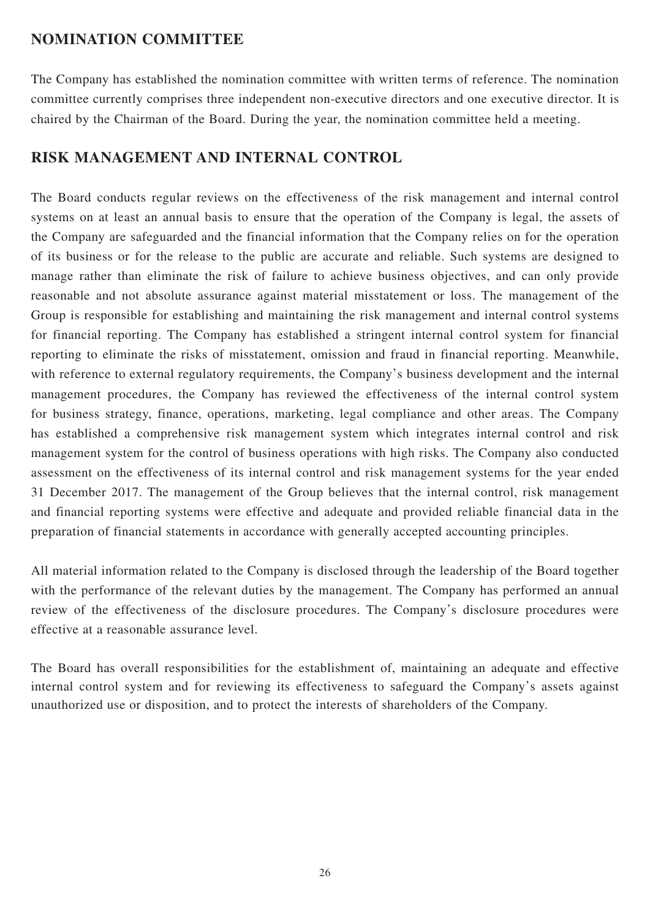## NOMINATION COMMITTEE

The Company has established the nomination committee with written terms of reference. The nomination committee currently comprises three independent non-executive directors and one executive director. It is chaired by the Chairman of the Board. During the year, the nomination committee held a meeting.

## RISK MANAGEMENT AND INTERNAL CONTROL

The Board conducts regular reviews on the effectiveness of the risk management and internal control systems on at least an annual basis to ensure that the operation of the Company is legal, the assets of the Company are safeguarded and the financial information that the Company relies on for the operation of its business or for the release to the public are accurate and reliable. Such systems are designed to manage rather than eliminate the risk of failure to achieve business objectives, and can only provide reasonable and not absolute assurance against material misstatement or loss. The management of the Group is responsible for establishing and maintaining the risk management and internal control systems for financial reporting. The Company has established a stringent internal control system for financial reporting to eliminate the risks of misstatement, omission and fraud in financial reporting. Meanwhile, with reference to external regulatory requirements, the Company's business development and the internal management procedures, the Company has reviewed the effectiveness of the internal control system for business strategy, finance, operations, marketing, legal compliance and other areas. The Company has established a comprehensive risk management system which integrates internal control and risk management system for the control of business operations with high risks. The Company also conducted assessment on the effectiveness of its internal control and risk management systems for the year ended 31 December 2017. The management of the Group believes that the internal control, risk management and financial reporting systems were effective and adequate and provided reliable financial data in the preparation of financial statements in accordance with generally accepted accounting principles.

All material information related to the Company is disclosed through the leadership of the Board together with the performance of the relevant duties by the management. The Company has performed an annual review of the effectiveness of the disclosure procedures. The Company's disclosure procedures were effective at a reasonable assurance level.

The Board has overall responsibilities for the establishment of, maintaining an adequate and effective internal control system and for reviewing its effectiveness to safeguard the Company's assets against unauthorized use or disposition, and to protect the interests of shareholders of the Company.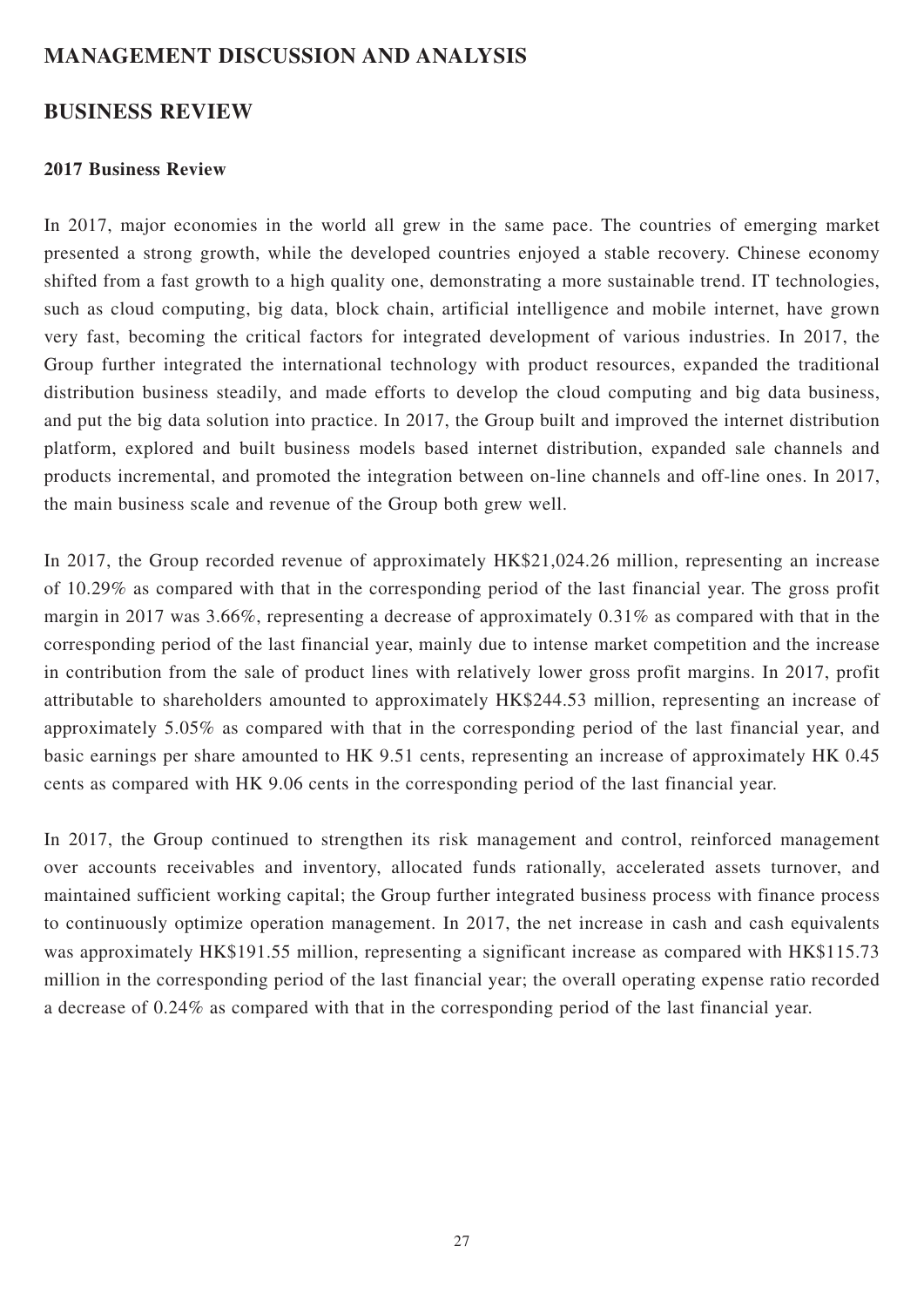# MANAGEMENT DISCUSSION AND ANALYSIS

## BUSINESS REVIEW

### 2017 Business Review

In 2017, major economies in the world all grew in the same pace. The countries of emerging market presented a strong growth, while the developed countries enjoyed a stable recovery. Chinese economy shifted from a fast growth to a high quality one, demonstrating a more sustainable trend. IT technologies, such as cloud computing, big data, block chain, artificial intelligence and mobile internet, have grown very fast, becoming the critical factors for integrated development of various industries. In 2017, the Group further integrated the international technology with product resources, expanded the traditional distribution business steadily, and made efforts to develop the cloud computing and big data business, and put the big data solution into practice. In 2017, the Group built and improved the internet distribution platform, explored and built business models based internet distribution, expanded sale channels and products incremental, and promoted the integration between on-line channels and off-line ones. In 2017, the main business scale and revenue of the Group both grew well.

In 2017, the Group recorded revenue of approximately HK$21,024.26 million, representing an increase of 10.29% as compared with that in the corresponding period of the last financial year. The gross profit margin in 2017 was 3.66%, representing a decrease of approximately 0.31% as compared with that in the corresponding period of the last financial year, mainly due to intense market competition and the increase in contribution from the sale of product lines with relatively lower gross profit margins. In 2017, profit attributable to shareholders amounted to approximately HK$244.53 million, representing an increase of approximately 5.05% as compared with that in the corresponding period of the last financial year, and basic earnings per share amounted to HK 9.51 cents, representing an increase of approximately HK 0.45 cents as compared with HK 9.06 cents in the corresponding period of the last financial year.

In 2017, the Group continued to strengthen its risk management and control, reinforced management over accounts receivables and inventory, allocated funds rationally, accelerated assets turnover, and maintained sufficient working capital; the Group further integrated business process with finance process to continuously optimize operation management. In 2017, the net increase in cash and cash equivalents was approximately HK$191.55 million, representing a significant increase as compared with HK$115.73 million in the corresponding period of the last financial year; the overall operating expense ratio recorded a decrease of 0.24% as compared with that in the corresponding period of the last financial year.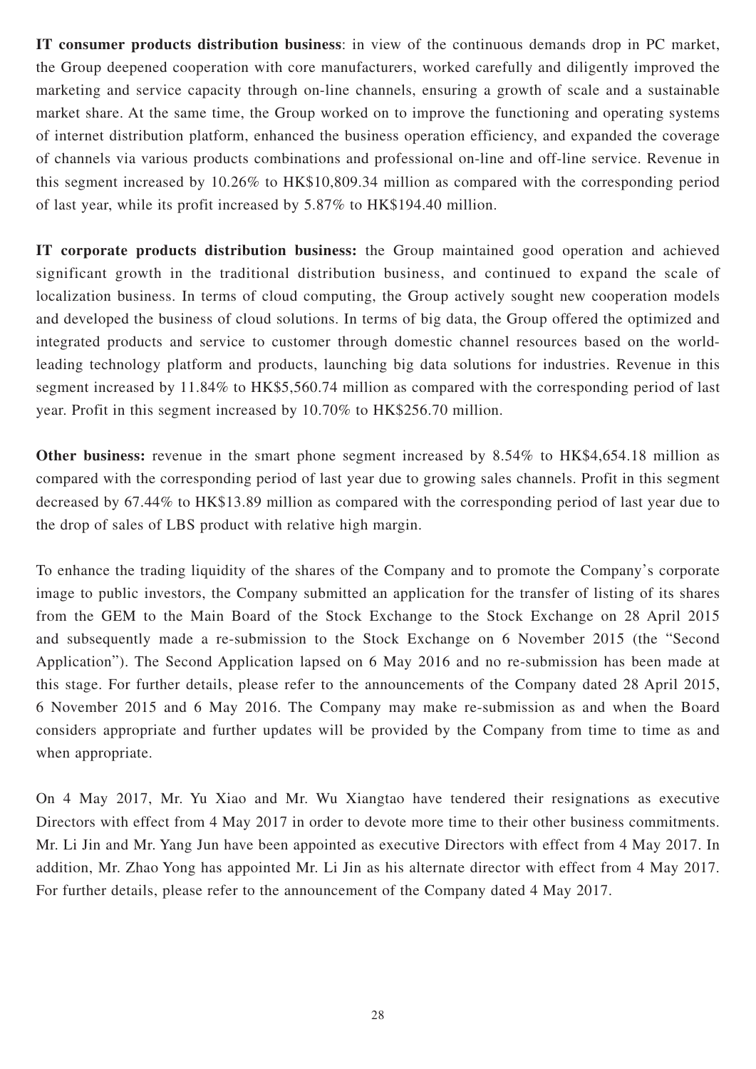**IT consumer products distribution business**: in view of the continuous demands drop in PC market, the Group deepened cooperation with core manufacturers, worked carefully and diligently improved the marketing and service capacity through on-line channels, ensuring a growth of scale and a sustainable market share. At the same time, the Group worked on to improve the functioning and operating systems of internet distribution platform, enhanced the business operation efficiency, and expanded the coverage of channels via various products combinations and professional on-line and off-line service. Revenue in this segment increased by 10.26% to HK$10,809.34 million as compared with the corresponding period of last year, while its profit increased by 5.87% to HK$194.40 million.

**IT corporate products distribution business:** the Group maintained good operation and achieved significant growth in the traditional distribution business, and continued to expand the scale of localization business. In terms of cloud computing, the Group actively sought new cooperation models and developed the business of cloud solutions. In terms of big data, the Group offered the optimized and integrated products and service to customer through domestic channel resources based on the world-leading technology platform and products, launching big data solutions for industries. Revenue in this segment increased by 11.84% to HK$5,560.74 million as compared with the corresponding period of last year. Profit in this segment increased by 10.70% to HK$256.70 million.

**Other business:** revenue in the smart phone segment increased by 8.54% to HK$4,654.18 million as compared with the corresponding period of last year due to growing sales channels. Profit in this segment decreased by 67.44% to HK$13.89 million as compared with the corresponding period of last year due to the drop of sales of LBS product with relative high margin.

To enhance the trading liquidity of the shares of the Company and to promote the Company's corporate image to public investors, the Company submitted an application for the transfer of listing of its shares from the GEM to the Main Board of the Stock Exchange to the Stock Exchange on 28 April 2015 and subsequently made a re-submission to the Stock Exchange on 6 November 2015 (the "Second Application"). The Second Application lapsed on 6 May 2016 and no re-submission has been made at this stage. For further details, please refer to the announcements of the Company dated 28 April 2015, 6 November 2015 and 6 May 2016. The Company may make re-submission as and when the Board considers appropriate and further updates will be provided by the Company from time to time as and when appropriate.

On 4 May 2017, Mr. Yu Xiao and Mr. Wu Xiangtao have tendered their resignations as executive Directors with effect from 4 May 2017 in order to devote more time to their other business commitments. Mr. Li Jin and Mr. Yang Jun have been appointed as executive Directors with effect from 4 May 2017. In addition, Mr. Zhao Yong has appointed Mr. Li Jin as his alternate director with effect from 4 May 2017. For further details, please refer to the announcement of the Company dated 4 May 2017.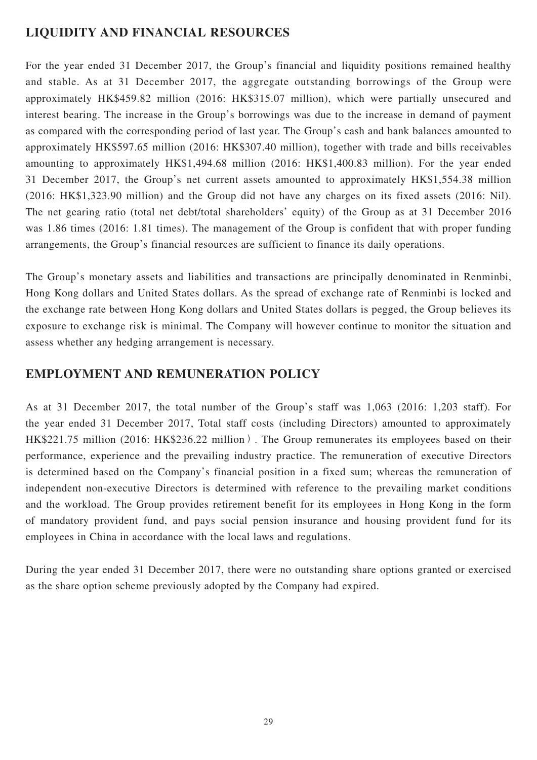## LIQUIDITY AND FINANCIAL RESOURCES

For the year ended 31 December 2017, the Group's financial and liquidity positions remained healthy and stable. As at 31 December 2017, the aggregate outstanding borrowings of the Group were approximately HK$459.82 million (2016: HK$315.07 million), which were partially unsecured and interest bearing. The increase in the Group's borrowings was due to the increase in demand of payment as compared with the corresponding period of last year. The Group's cash and bank balances amounted to approximately HK$597.65 million (2016: HK$307.40 million), together with trade and bills receivables amounting to approximately HK$1,494.68 million (2016: HK$1,400.83 million). For the year ended 31 December 2017, the Group's net current assets amounted to approximately HK$1,554.38 million (2016: HK$1,323.90 million) and the Group did not have any charges on its fixed assets (2016: Nil). The net gearing ratio (total net debt/total shareholders' equity) of the Group as at 31 December 2016 was 1.86 times (2016: 1.81 times). The management of the Group is confident that with proper funding arrangements, the Group's financial resources are sufficient to finance its daily operations.

The Group's monetary assets and liabilities and transactions are principally denominated in Renminbi, Hong Kong dollars and United States dollars. As the spread of exchange rate of Renminbi is locked and the exchange rate between Hong Kong dollars and United States dollars is pegged, the Group believes its exposure to exchange risk is minimal. The Company will however continue to monitor the situation and assess whether any hedging arrangement is necessary.

## EMPLOYMENT AND REMUNERATION POLICY

As at 31 December 2017, the total number of the Group's staff was 1,063 (2016: 1,203 staff). For the year ended 31 December 2017, Total staff costs (including Directors) amounted to approximately HK$221.75 million (2016: HK$236.22 million）. The Group remunerates its employees based on their performance, experience and the prevailing industry practice. The remuneration of executive Directors is determined based on the Company's financial position in a fixed sum; whereas the remuneration of independent non-executive Directors is determined with reference to the prevailing market conditions and the workload. The Group provides retirement benefit for its employees in Hong Kong in the form of mandatory provident fund, and pays social pension insurance and housing provident fund for its employees in China in accordance with the local laws and regulations.

During the year ended 31 December 2017, there were no outstanding share options granted or exercised as the share option scheme previously adopted by the Company had expired.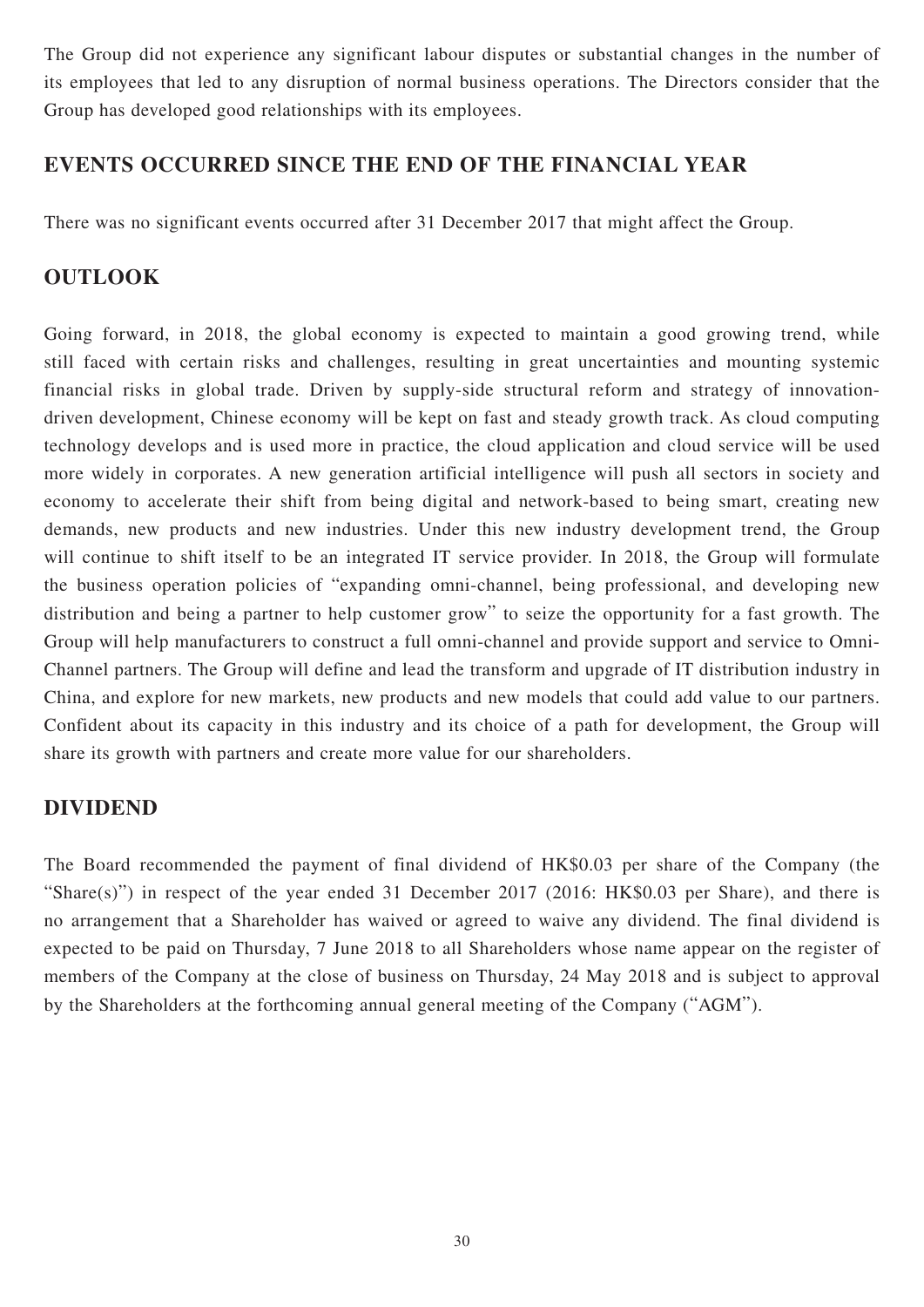The Group did not experience any significant labour disputes or substantial changes in the number of its employees that led to any disruption of normal business operations. The Directors consider that the Group has developed good relationships with its employees.

## EVENTS OCCURRED SINCE THE END OF THE FINANCIAL YEAR

There was no significant events occurred after 31 December 2017 that might affect the Group.

## OUTLOOK

Going forward, in 2018, the global economy is expected to maintain a good growing trend, while still faced with certain risks and challenges, resulting in great uncertainties and mounting systemic financial risks in global trade. Driven by supply-side structural reform and strategy of innovation-driven development, Chinese economy will be kept on fast and steady growth track. As cloud computing technology develops and is used more in practice, the cloud application and cloud service will be used more widely in corporates. A new generation artificial intelligence will push all sectors in society and economy to accelerate their shift from being digital and network-based to being smart, creating new demands, new products and new industries. Under this new industry development trend, the Group will continue to shift itself to be an integrated IT service provider. In 2018, the Group will formulate the business operation policies of "expanding omni-channel, being professional, and developing new distribution and being a partner to help customer grow" to seize the opportunity for a fast growth. The Group will help manufacturers to construct a full omni-channel and provide support and service to Omni-Channel partners. The Group will define and lead the transform and upgrade of IT distribution industry in China, and explore for new markets, new products and new models that could add value to our partners. Confident about its capacity in this industry and its choice of a path for development, the Group will share its growth with partners and create more value for our shareholders.

## DIVIDEND

The Board recommended the payment of final dividend of HK$0.03 per share of the Company (the "Share(s)") in respect of the year ended 31 December 2017 (2016: HK$0.03 per Share), and there is no arrangement that a Shareholder has waived or agreed to waive any dividend. The final dividend is expected to be paid on Thursday, 7 June 2018 to all Shareholders whose name appear on the register of members of the Company at the close of business on Thursday, 24 May 2018 and is subject to approval by the Shareholders at the forthcoming annual general meeting of the Company ("AGM").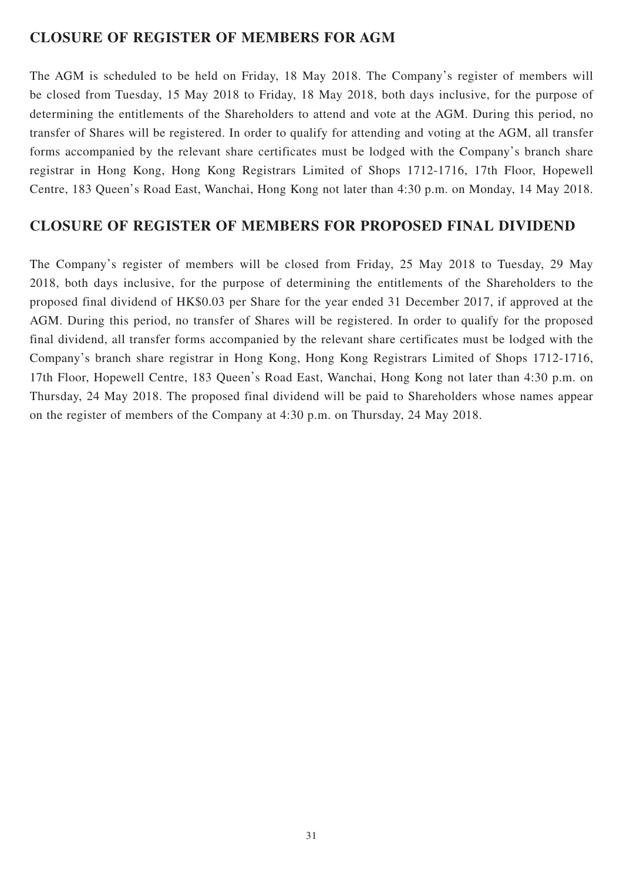## CLOSURE OF REGISTER OF MEMBERS FOR AGM

The AGM is scheduled to be held on Friday, 18 May 2018. The Company's register of members will be closed from Tuesday, 15 May 2018 to Friday, 18 May 2018, both days inclusive, for the purpose of determining the entitlements of the Shareholders to attend and vote at the AGM. During this period, no transfer of Shares will be registered. In order to qualify for attending and voting at the AGM, all transfer forms accompanied by the relevant share certificates must be lodged with the Company's branch share registrar in Hong Kong, Hong Kong Registrars Limited of Shops 1712-1716, 17th Floor, Hopewell Centre, 183 Queen's Road East, Wanchai, Hong Kong not later than 4:30 p.m. on Monday, 14 May 2018.

## CLOSURE OF REGISTER OF MEMBERS FOR PROPOSED FINAL DIVIDEND

The Company's register of members will be closed from Friday, 25 May 2018 to Tuesday, 29 May 2018, both days inclusive, for the purpose of determining the entitlements of the Shareholders to the proposed final dividend of HK$0.03 per Share for the year ended 31 December 2017, if approved at the AGM. During this period, no transfer of Shares will be registered. In order to qualify for the proposed final dividend, all transfer forms accompanied by the relevant share certificates must be lodged with the Company's branch share registrar in Hong Kong, Hong Kong Registrars Limited of Shops 1712-1716, 17th Floor, Hopewell Centre, 183 Queen's Road East, Wanchai, Hong Kong not later than 4:30 p.m. on Thursday, 24 May 2018. The proposed final dividend will be paid to Shareholders whose names appear on the register of members of the Company at 4:30 p.m. on Thursday, 24 May 2018.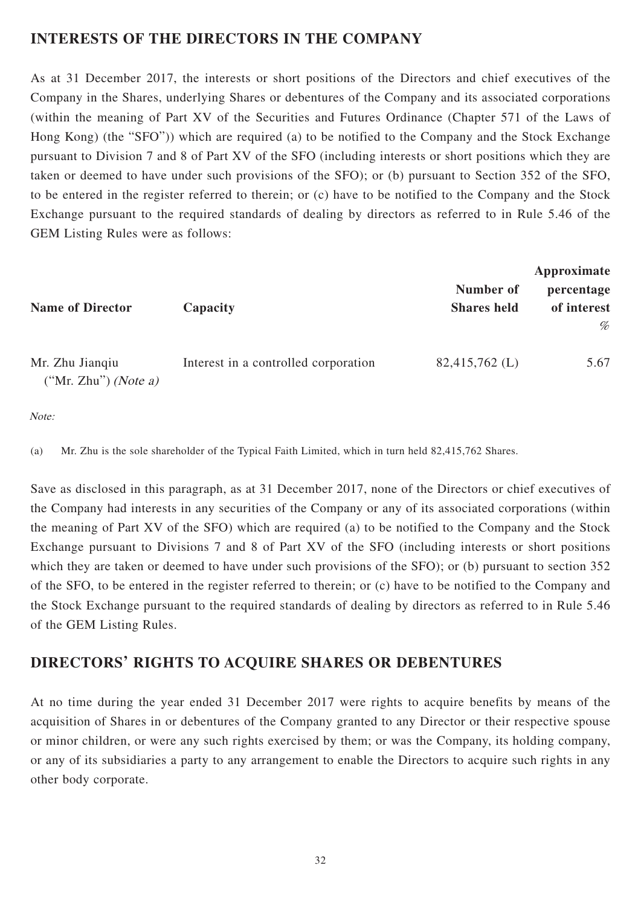## INTERESTS OF THE DIRECTORS IN THE COMPANY

As at 31 December 2017, the interests or short positions of the Directors and chief executives of the Company in the Shares, underlying Shares or debentures of the Company and its associated corporations (within the meaning of Part XV of the Securities and Futures Ordinance (Chapter 571 of the Laws of Hong Kong) (the "SFO")) which are required (a) to be notified to the Company and the Stock Exchange pursuant to Division 7 and 8 of Part XV of the SFO (including interests or short positions which they are taken or deemed to have under such provisions of the SFO); or (b) pursuant to Section 352 of the SFO, to be entered in the register referred to therein; or (c) have to be notified to the Company and the Stock Exchange pursuant to the required standards of dealing by directors as referred to in Rule 5.46 of the GEM Listing Rules were as follows:

| Name of Director | Capacity | Number of Shares held | Approximate percentage of interest % |
|---|---|---|---|
| Mr. Zhu Jianqiu ("Mr. Zhu") *(Note a)* | Interest in a controlled corporation | 82,415,762 (L) | 5.67 |

*Note:*

(a) Mr. Zhu is the sole shareholder of the Typical Faith Limited, which in turn held 82,415,762 Shares.

Save as disclosed in this paragraph, as at 31 December 2017, none of the Directors or chief executives of the Company had interests in any securities of the Company or any of its associated corporations (within the meaning of Part XV of the SFO) which are required (a) to be notified to the Company and the Stock Exchange pursuant to Divisions 7 and 8 of Part XV of the SFO (including interests or short positions which they are taken or deemed to have under such provisions of the SFO); or (b) pursuant to section 352 of the SFO, to be entered in the register referred to therein; or (c) have to be notified to the Company and the Stock Exchange pursuant to the required standards of dealing by directors as referred to in Rule 5.46 of the GEM Listing Rules.

## DIRECTORS' RIGHTS TO ACQUIRE SHARES OR DEBENTURES

At no time during the year ended 31 December 2017 were rights to acquire benefits by means of the acquisition of Shares in or debentures of the Company granted to any Director or their respective spouse or minor children, or were any such rights exercised by them; or was the Company, its holding company, or any of its subsidiaries a party to any arrangement to enable the Directors to acquire such rights in any other body corporate.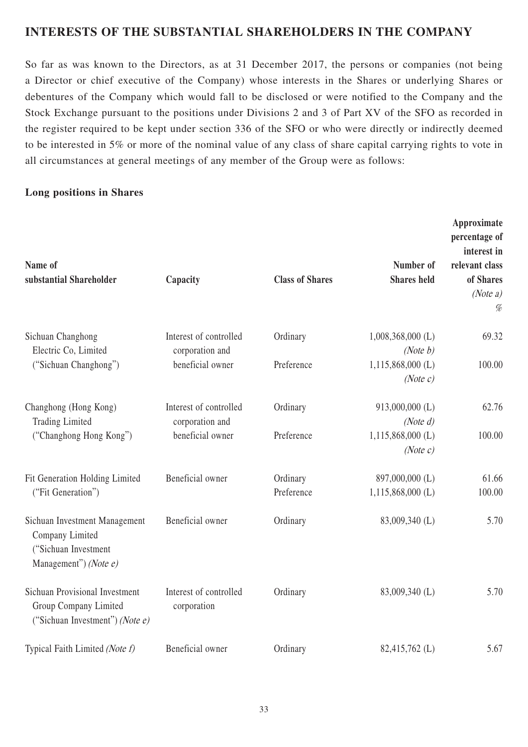## INTERESTS OF THE SUBSTANTIAL SHAREHOLDERS IN THE COMPANY

So far as was known to the Directors, as at 31 December 2017, the persons or companies (not being a Director or chief executive of the Company) whose interests in the Shares or underlying Shares or debentures of the Company which would fall to be disclosed or were notified to the Company and the Stock Exchange pursuant to the positions under Divisions 2 and 3 of Part XV of the SFO as recorded in the register required to be kept under section 336 of the SFO or who were directly or indirectly deemed to be interested in 5% or more of the nominal value of any class of share capital carrying rights to vote in all circumstances at general meetings of any member of the Group were as follows:

**Long positions in Shares**

| Name of substantial Shareholder | Capacity | Class of Shares | Number of Shares held | Approximate percentage of interest in relevant class of Shares *(Note a)* % |
|---|---|---|---|---|
| Sichuan Changhong Electric Co, Limited ("Sichuan Changhong") | Interest of controlled corporation and beneficial owner | Ordinary | 1,008,368,000 (L) *(Note b)* | 69.32 |
| | | Preference | 1,115,868,000 (L) *(Note c)* | 100.00 |
| Changhong (Hong Kong) Trading Limited ("Changhong Hong Kong") | Interest of controlled corporation and beneficial owner | Ordinary | 913,000,000 (L) *(Note d)* | 62.76 |
| | | Preference | 1,115,868,000 (L) *(Note c)* | 100.00 |
| Fit Generation Holding Limited ("Fit Generation") | Beneficial owner | Ordinary | 897,000,000 (L) | 61.66 |
| | | Preference | 1,115,868,000 (L) | 100.00 |
| Sichuan Investment Management Company Limited ("Sichuan Investment Management") *(Note e)* | Beneficial owner | Ordinary | 83,009,340 (L) | 5.70 |
| Sichuan Provisional Investment Group Company Limited ("Sichuan Investment") *(Note e)* | Interest of controlled corporation | Ordinary | 83,009,340 (L) | 5.70 |
| Typical Faith Limited *(Note f)* | Beneficial owner | Ordinary | 82,415,762 (L) | 5.67 |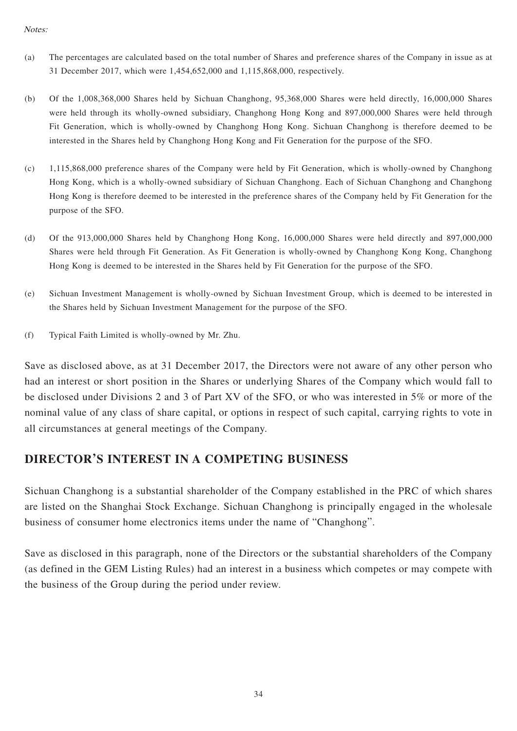*Notes:*

(a) The percentages are calculated based on the total number of Shares and preference shares of the Company in issue as at 31 December 2017, which were 1,454,652,000 and 1,115,868,000, respectively.

(b) Of the 1,008,368,000 Shares held by Sichuan Changhong, 95,368,000 Shares were held directly, 16,000,000 Shares were held through its wholly-owned subsidiary, Changhong Hong Kong and 897,000,000 Shares were held through Fit Generation, which is wholly-owned by Changhong Hong Kong. Sichuan Changhong is therefore deemed to be interested in the Shares held by Changhong Hong Kong and Fit Generation for the purpose of the SFO.

(c) 1,115,868,000 preference shares of the Company were held by Fit Generation, which is wholly-owned by Changhong Hong Kong, which is a wholly-owned subsidiary of Sichuan Changhong. Each of Sichuan Changhong and Changhong Hong Kong is therefore deemed to be interested in the preference shares of the Company held by Fit Generation for the purpose of the SFO.

(d) Of the 913,000,000 Shares held by Changhong Hong Kong, 16,000,000 Shares were held directly and 897,000,000 Shares were held through Fit Generation. As Fit Generation is wholly-owned by Changhong Kong Kong, Changhong Hong Kong is deemed to be interested in the Shares held by Fit Generation for the purpose of the SFO.

(e) Sichuan Investment Management is wholly-owned by Sichuan Investment Group, which is deemed to be interested in the Shares held by Sichuan Investment Management for the purpose of the SFO.

(f) Typical Faith Limited is wholly-owned by Mr. Zhu.

Save as disclosed above, as at 31 December 2017, the Directors were not aware of any other person who had an interest or short position in the Shares or underlying Shares of the Company which would fall to be disclosed under Divisions 2 and 3 of Part XV of the SFO, or who was interested in 5% or more of the nominal value of any class of share capital, or options in respect of such capital, carrying rights to vote in all circumstances at general meetings of the Company.

## DIRECTOR'S INTEREST IN A COMPETING BUSINESS

Sichuan Changhong is a substantial shareholder of the Company established in the PRC of which shares are listed on the Shanghai Stock Exchange. Sichuan Changhong is principally engaged in the wholesale business of consumer home electronics items under the name of "Changhong".

Save as disclosed in this paragraph, none of the Directors or the substantial shareholders of the Company (as defined in the GEM Listing Rules) had an interest in a business which competes or may compete with the business of the Group during the period under review.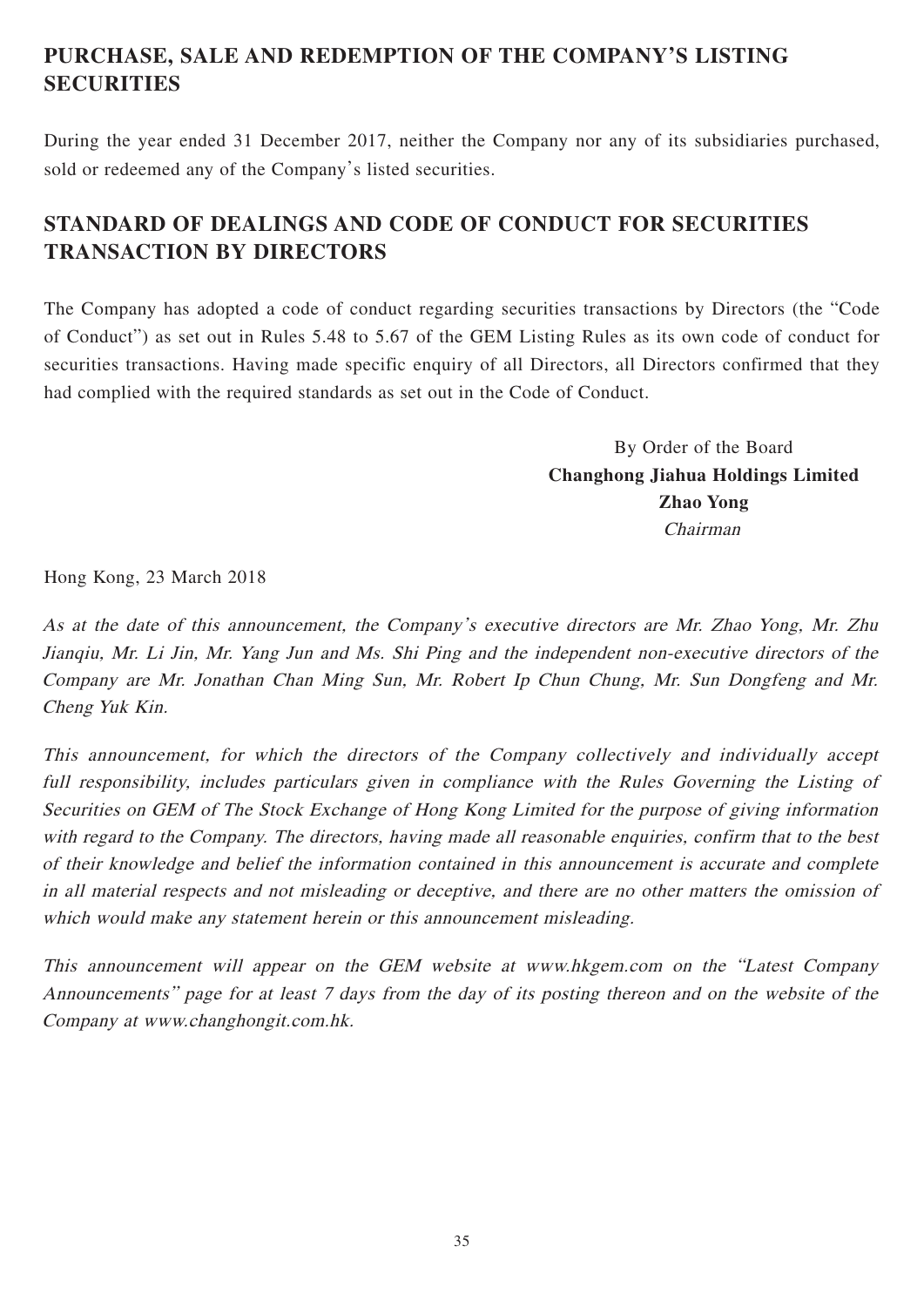## PURCHASE, SALE AND REDEMPTION OF THE COMPANY'S LISTING SECURITIES

During the year ended 31 December 2017, neither the Company nor any of its subsidiaries purchased, sold or redeemed any of the Company's listed securities.

## STANDARD OF DEALINGS AND CODE OF CONDUCT FOR SECURITIES TRANSACTION BY DIRECTORS

The Company has adopted a code of conduct regarding securities transactions by Directors (the "Code of Conduct") as set out in Rules 5.48 to 5.67 of the GEM Listing Rules as its own code of conduct for securities transactions. Having made specific enquiry of all Directors, all Directors confirmed that they had complied with the required standards as set out in the Code of Conduct.

By Order of the Board
**Changhong Jiahua Holdings Limited**
**Zhao Yong**
*Chairman*

Hong Kong, 23 March 2018

*As at the date of this announcement, the Company's executive directors are Mr. Zhao Yong, Mr. Zhu Jianqiu, Mr. Li Jin, Mr. Yang Jun and Ms. Shi Ping and the independent non-executive directors of the Company are Mr. Jonathan Chan Ming Sun, Mr. Robert Ip Chun Chung, Mr. Sun Dongfeng and Mr. Cheng Yuk Kin.*

*This announcement, for which the directors of the Company collectively and individually accept full responsibility, includes particulars given in compliance with the Rules Governing the Listing of Securities on GEM of The Stock Exchange of Hong Kong Limited for the purpose of giving information with regard to the Company. The directors, having made all reasonable enquiries, confirm that to the best of their knowledge and belief the information contained in this announcement is accurate and complete in all material respects and not misleading or deceptive, and there are no other matters the omission of which would make any statement herein or this announcement misleading.*

*This announcement will appear on the GEM website at www.hkgem.com on the "Latest Company Announcements" page for at least 7 days from the day of its posting thereon and on the website of the Company at www.changhongit.com.hk.*